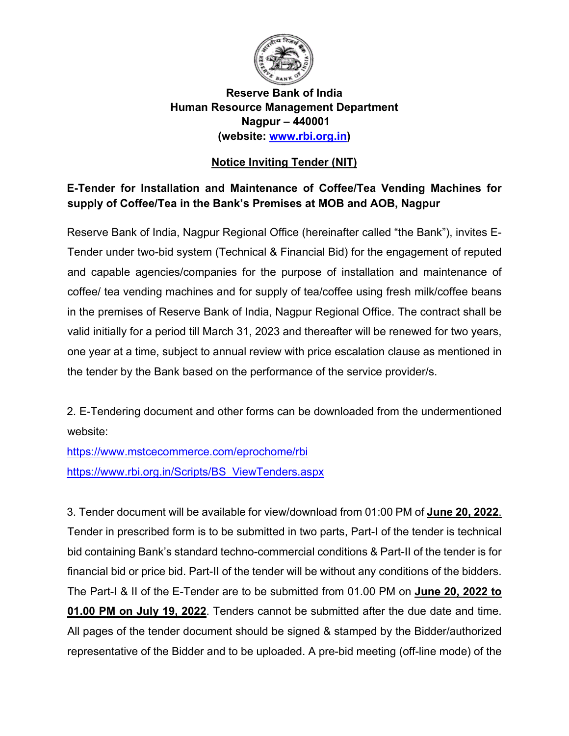**Reserve Bank of India**
**Human Resource Management Department**
**Nagpur – 440001**
**(website: [www.rbi.org.in](www.rbi.org.in))**

## Notice Inviting Tender (NIT)

### E-Tender for Installation and Maintenance of Coffee/Tea Vending Machines for supply of Coffee/Tea in the Bank's Premises at MOB and AOB, Nagpur

Reserve Bank of India, Nagpur Regional Office (hereinafter called "the Bank"), invites E-Tender under two-bid system (Technical & Financial Bid) for the engagement of reputed and capable agencies/companies for the purpose of installation and maintenance of coffee/ tea vending machines and for supply of tea/coffee using fresh milk/coffee beans in the premises of Reserve Bank of India, Nagpur Regional Office. The contract shall be valid initially for a period till March 31, 2023 and thereafter will be renewed for two years, one year at a time, subject to annual review with price escalation clause as mentioned in the tender by the Bank based on the performance of the service provider/s.

2. E-Tendering document and other forms can be downloaded from the undermentioned website:

https://www.mstcecommerce.com/eprochome/rbi
https://www.rbi.org.in/Scripts/BS_ViewTenders.aspx

3. Tender document will be available for view/download from 01:00 PM of **June 20, 2022**. Tender in prescribed form is to be submitted in two parts, Part-I of the tender is technical bid containing Bank's standard techno-commercial conditions & Part-II of the tender is for financial bid or price bid. Part-II of the tender will be without any conditions of the bidders. The Part-I & II of the E-Tender are to be submitted from 01.00 PM on **June 20, 2022 to 01.00 PM on July 19, 2022**. Tenders cannot be submitted after the due date and time. All pages of the tender document should be signed & stamped by the Bidder/authorized representative of the Bidder and to be uploaded. A pre-bid meeting (off-line mode) of the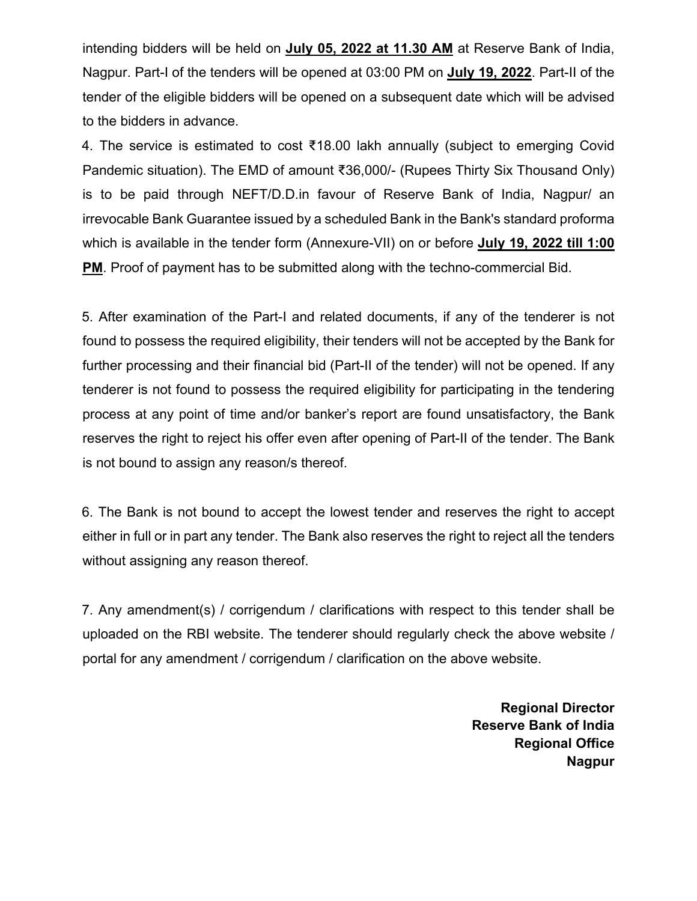intending bidders will be held on **July 05, 2022 at 11.30 AM** at Reserve Bank of India, Nagpur. Part-I of the tenders will be opened at 03:00 PM on **July 19, 2022**. Part-II of the tender of the eligible bidders will be opened on a subsequent date which will be advised to the bidders in advance.

4. The service is estimated to cost ₹18.00 lakh annually (subject to emerging Covid Pandemic situation). The EMD of amount ₹36,000/- (Rupees Thirty Six Thousand Only) is to be paid through NEFT/D.D.in favour of Reserve Bank of India, Nagpur/ an irrevocable Bank Guarantee issued by a scheduled Bank in the Bank's standard proforma which is available in the tender form (Annexure-VII) on or before **July 19, 2022 till 1:00 PM**. Proof of payment has to be submitted along with the techno-commercial Bid.

5. After examination of the Part-I and related documents, if any of the tenderer is not found to possess the required eligibility, their tenders will not be accepted by the Bank for further processing and their financial bid (Part-II of the tender) will not be opened. If any tenderer is not found to possess the required eligibility for participating in the tendering process at any point of time and/or banker's report are found unsatisfactory, the Bank reserves the right to reject his offer even after opening of Part-II of the tender. The Bank is not bound to assign any reason/s thereof.

6. The Bank is not bound to accept the lowest tender and reserves the right to accept either in full or in part any tender. The Bank also reserves the right to reject all the tenders without assigning any reason thereof.

7. Any amendment(s) / corrigendum / clarifications with respect to this tender shall be uploaded on the RBI website. The tenderer should regularly check the above website / portal for any amendment / corrigendum / clarification on the above website.

**Regional Director**
**Reserve Bank of India**
**Regional Office**
**Nagpur**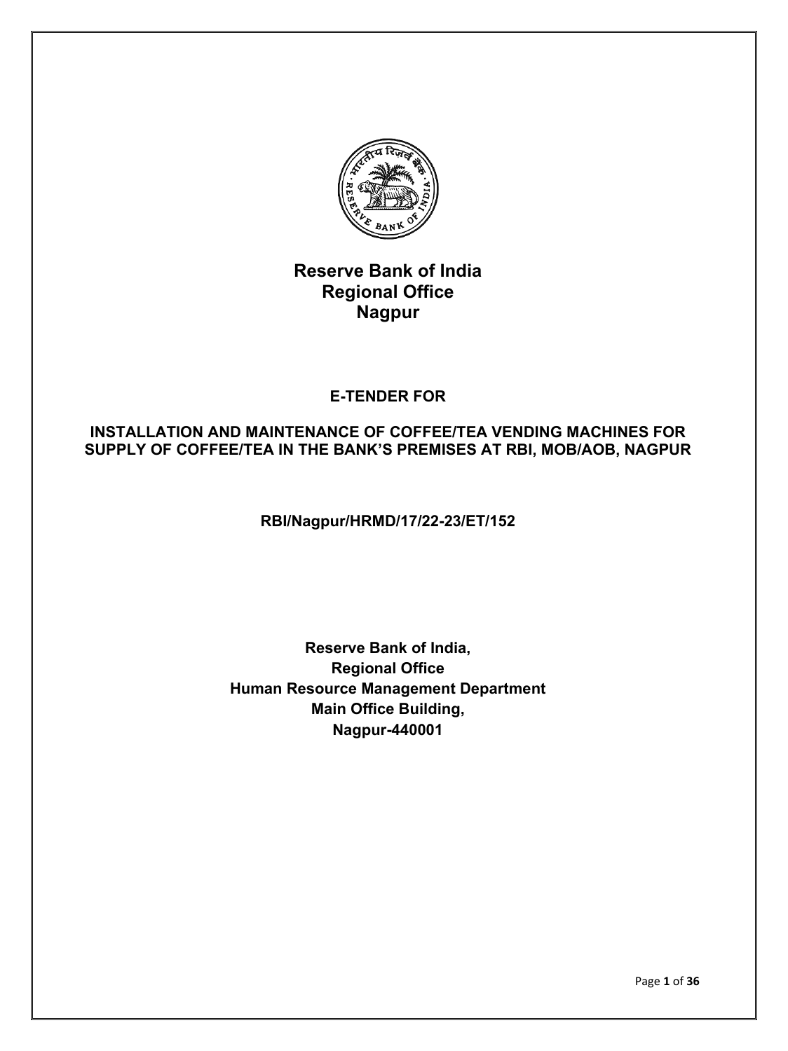# Reserve Bank of India
# Regional Office
# Nagpur

**E-TENDER FOR**

**INSTALLATION AND MAINTENANCE OF COFFEE/TEA VENDING MACHINES FOR SUPPLY OF COFFEE/TEA IN THE BANK'S PREMISES AT RBI, MOB/AOB, NAGPUR**

**RBI/Nagpur/HRMD/17/22-23/ET/152**

**Reserve Bank of India,**
**Regional Office**
**Human Resource Management Department**
**Main Office Building,**
**Nagpur-440001**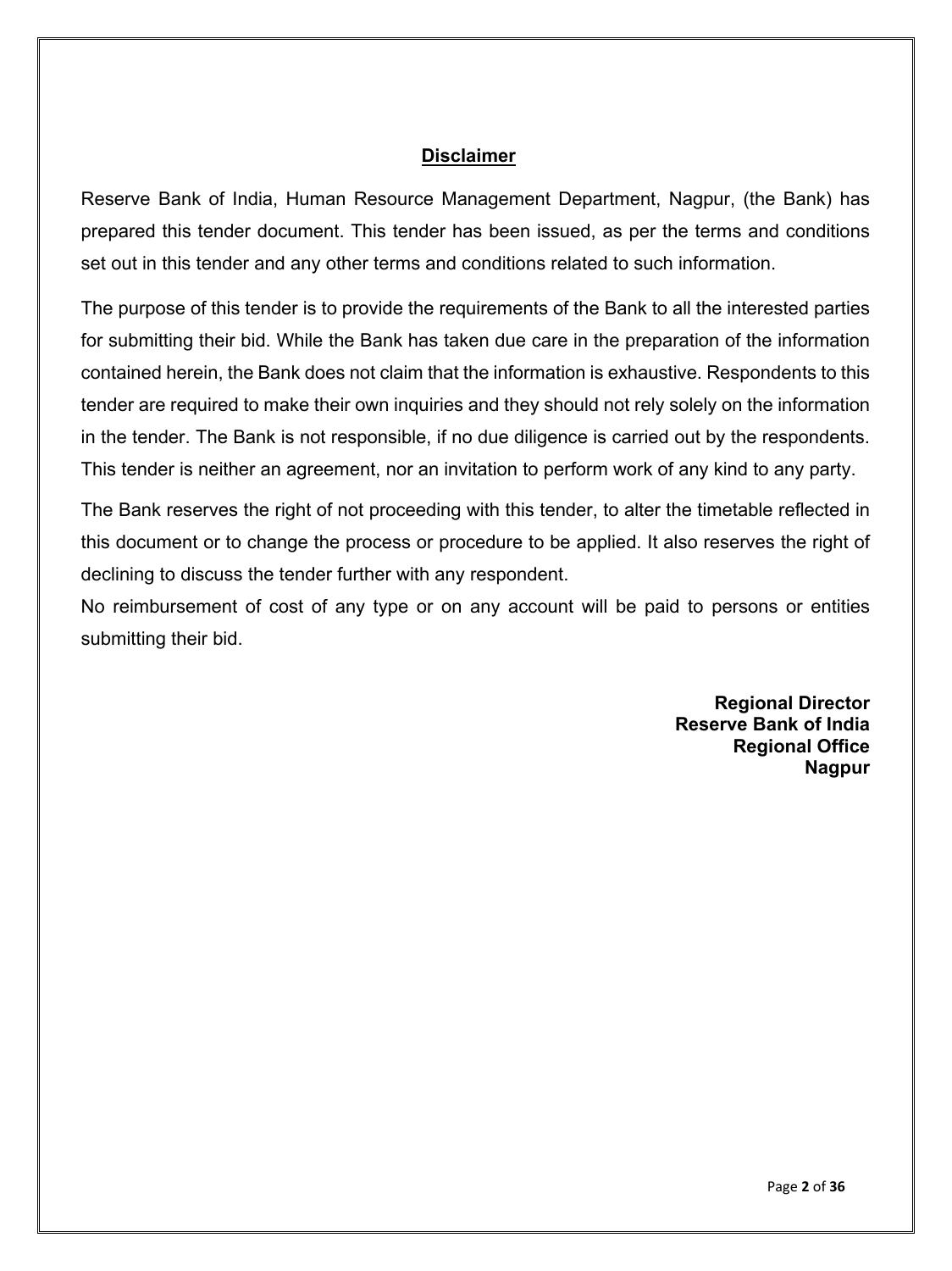## Disclaimer

Reserve Bank of India, Human Resource Management Department, Nagpur, (the Bank) has prepared this tender document. This tender has been issued, as per the terms and conditions set out in this tender and any other terms and conditions related to such information.

The purpose of this tender is to provide the requirements of the Bank to all the interested parties for submitting their bid. While the Bank has taken due care in the preparation of the information contained herein, the Bank does not claim that the information is exhaustive. Respondents to this tender are required to make their own inquiries and they should not rely solely on the information in the tender. The Bank is not responsible, if no due diligence is carried out by the respondents. This tender is neither an agreement, nor an invitation to perform work of any kind to any party.

The Bank reserves the right of not proceeding with this tender, to alter the timetable reflected in this document or to change the process or procedure to be applied. It also reserves the right of declining to discuss the tender further with any respondent.

No reimbursement of cost of any type or on any account will be paid to persons or entities submitting their bid.

**Regional Director**
**Reserve Bank of India**
**Regional Office**
**Nagpur**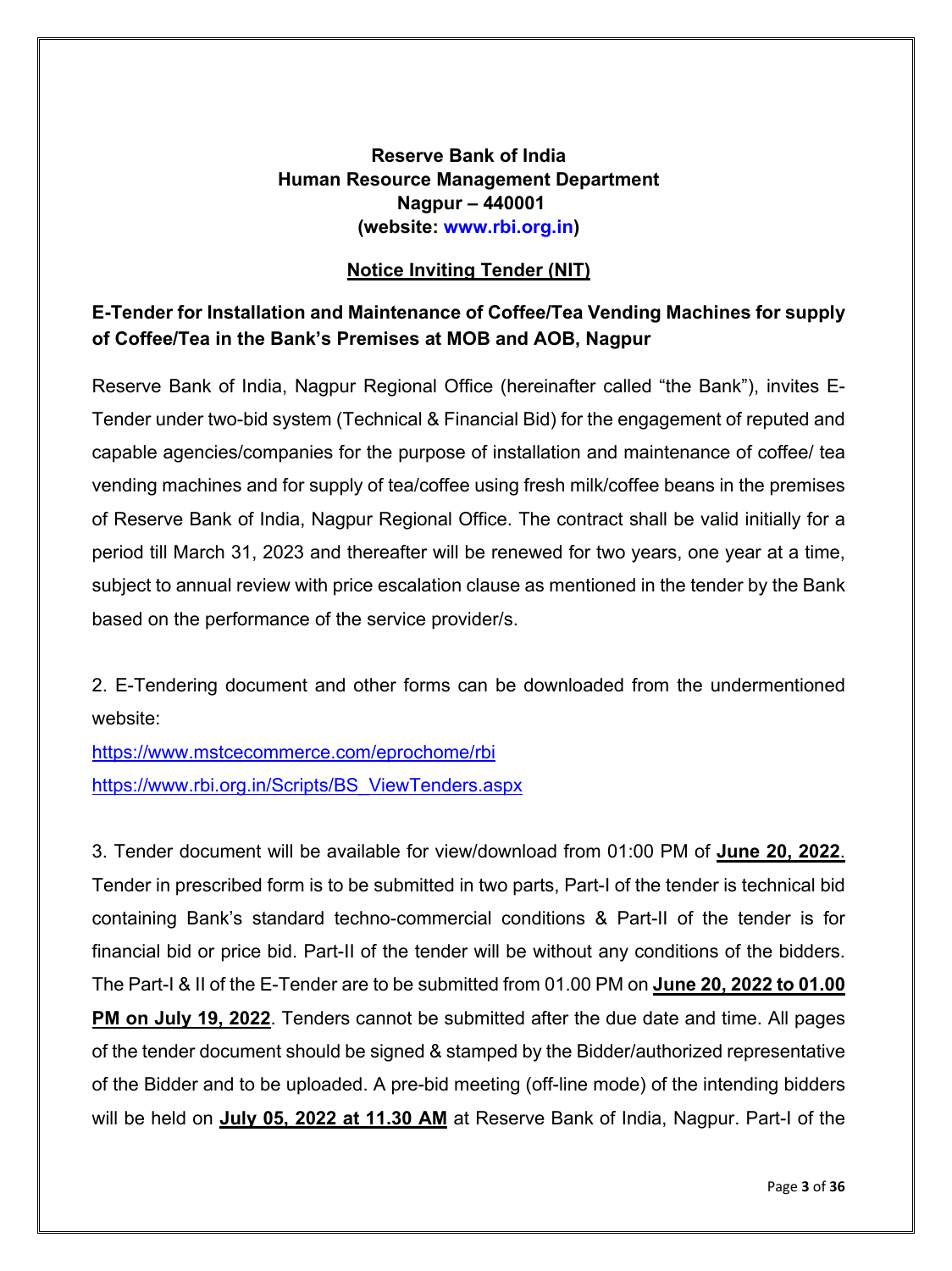**Reserve Bank of India**
**Human Resource Management Department**
**Nagpur – 440001**
**(website: www.rbi.org.in)**

## Notice Inviting Tender (NIT)

### E-Tender for Installation and Maintenance of Coffee/Tea Vending Machines for supply of Coffee/Tea in the Bank's Premises at MOB and AOB, Nagpur

Reserve Bank of India, Nagpur Regional Office (hereinafter called "the Bank"), invites E-Tender under two-bid system (Technical & Financial Bid) for the engagement of reputed and capable agencies/companies for the purpose of installation and maintenance of coffee/ tea vending machines and for supply of tea/coffee using fresh milk/coffee beans in the premises of Reserve Bank of India, Nagpur Regional Office. The contract shall be valid initially for a period till March 31, 2023 and thereafter will be renewed for two years, one year at a time, subject to annual review with price escalation clause as mentioned in the tender by the Bank based on the performance of the service provider/s.

2. E-Tendering document and other forms can be downloaded from the undermentioned website:

https://www.mstcecommerce.com/eprochome/rbi
https://www.rbi.org.in/Scripts/BS_ViewTenders.aspx

3. Tender document will be available for view/download from 01:00 PM of **June 20, 2022.** Tender in prescribed form is to be submitted in two parts, Part-I of the tender is technical bid containing Bank's standard techno-commercial conditions & Part-II of the tender is for financial bid or price bid. Part-II of the tender will be without any conditions of the bidders. The Part-I & II of the E-Tender are to be submitted from 01.00 PM on **June 20, 2022 to 01.00 PM on July 19, 2022**. Tenders cannot be submitted after the due date and time. All pages of the tender document should be signed & stamped by the Bidder/authorized representative of the Bidder and to be uploaded. A pre-bid meeting (off-line mode) of the intending bidders will be held on **July 05, 2022 at 11.30 AM** at Reserve Bank of India, Nagpur. Part-I of the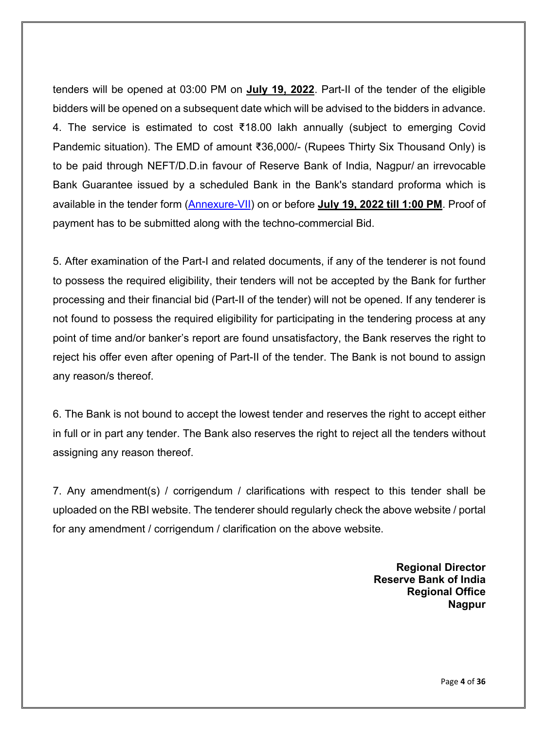tenders will be opened at 03:00 PM on **July 19, 2022**. Part-II of the tender of the eligible bidders will be opened on a subsequent date which will be advised to the bidders in advance.

4. The service is estimated to cost ₹18.00 lakh annually (subject to emerging Covid Pandemic situation). The EMD of amount ₹36,000/- (Rupees Thirty Six Thousand Only) is to be paid through NEFT/D.D.in favour of Reserve Bank of India, Nagpur/ an irrevocable Bank Guarantee issued by a scheduled Bank in the Bank's standard proforma which is available in the tender form (Annexure-VII) on or before **July 19, 2022 till 1:00 PM**. Proof of payment has to be submitted along with the techno-commercial Bid.

5. After examination of the Part-I and related documents, if any of the tenderer is not found to possess the required eligibility, their tenders will not be accepted by the Bank for further processing and their financial bid (Part-II of the tender) will not be opened. If any tenderer is not found to possess the required eligibility for participating in the tendering process at any point of time and/or banker's report are found unsatisfactory, the Bank reserves the right to reject his offer even after opening of Part-II of the tender. The Bank is not bound to assign any reason/s thereof.

6. The Bank is not bound to accept the lowest tender and reserves the right to accept either in full or in part any tender. The Bank also reserves the right to reject all the tenders without assigning any reason thereof.

7. Any amendment(s) / corrigendum / clarifications with respect to this tender shall be uploaded on the RBI website. The tenderer should regularly check the above website / portal for any amendment / corrigendum / clarification on the above website.

**Regional Director**
**Reserve Bank of India**
**Regional Office**
**Nagpur**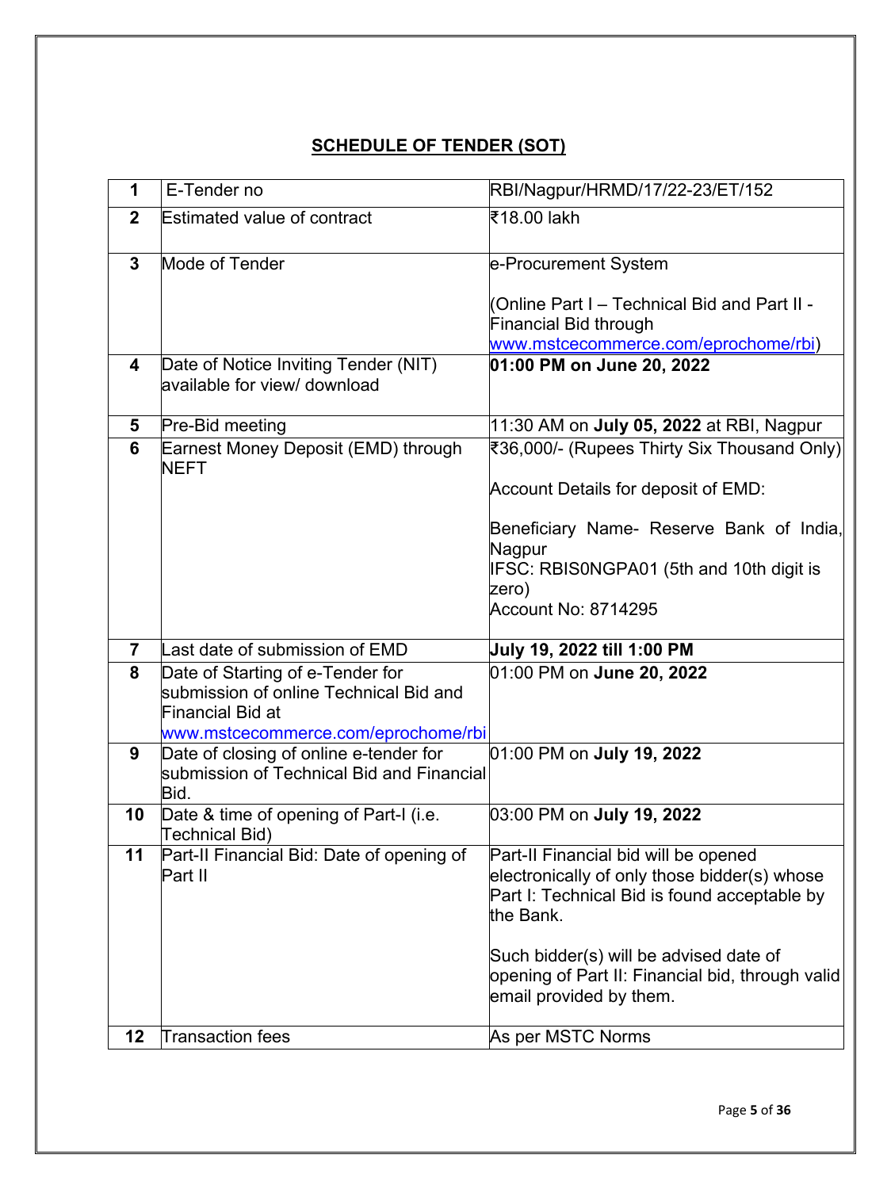## SCHEDULE OF TENDER (SOT)

| | | |
|---|---|---|
| **1** | E-Tender no | RBI/Nagpur/HRMD/17/22-23/ET/152 |
| **2** | Estimated value of contract | ₹18.00 lakh |
| **3** | Mode of Tender | e-Procurement System<br><br>(Online Part I – Technical Bid and Part II - Financial Bid through www.mstcecommerce.com/eprochome/rbi) |
| **4** | Date of Notice Inviting Tender (NIT) available for view/ download | **01:00 PM on June 20, 2022** |
| **5** | Pre-Bid meeting | 11:30 AM on **July 05, 2022** at RBI, Nagpur |
| **6** | Earnest Money Deposit (EMD) through NEFT | ₹36,000/- (Rupees Thirty Six Thousand Only)<br><br>Account Details for deposit of EMD:<br><br>Beneficiary Name- Reserve Bank of India, Nagpur<br>IFSC: RBIS0NGPA01 (5th and 10th digit is zero)<br>Account No: 8714295 |
| **7** | Last date of submission of EMD | **July 19, 2022 till 1:00 PM** |
| **8** | Date of Starting of e-Tender for submission of online Technical Bid and Financial Bid at www.mstcecommerce.com/eprochome/rbi | 01:00 PM on **June 20, 2022** |
| **9** | Date of closing of online e-tender for submission of Technical Bid and Financial Bid. | 01:00 PM on **July 19, 2022** |
| **10** | Date & time of opening of Part-I (i.e. Technical Bid) | 03:00 PM on **July 19, 2022** |
| **11** | Part-II Financial Bid: Date of opening of Part II | Part-II Financial bid will be opened electronically of only those bidder(s) whose Part I: Technical Bid is found acceptable by the Bank.<br><br>Such bidder(s) will be advised date of opening of Part II: Financial bid, through valid email provided by them. |
| **12** | Transaction fees | As per MSTC Norms |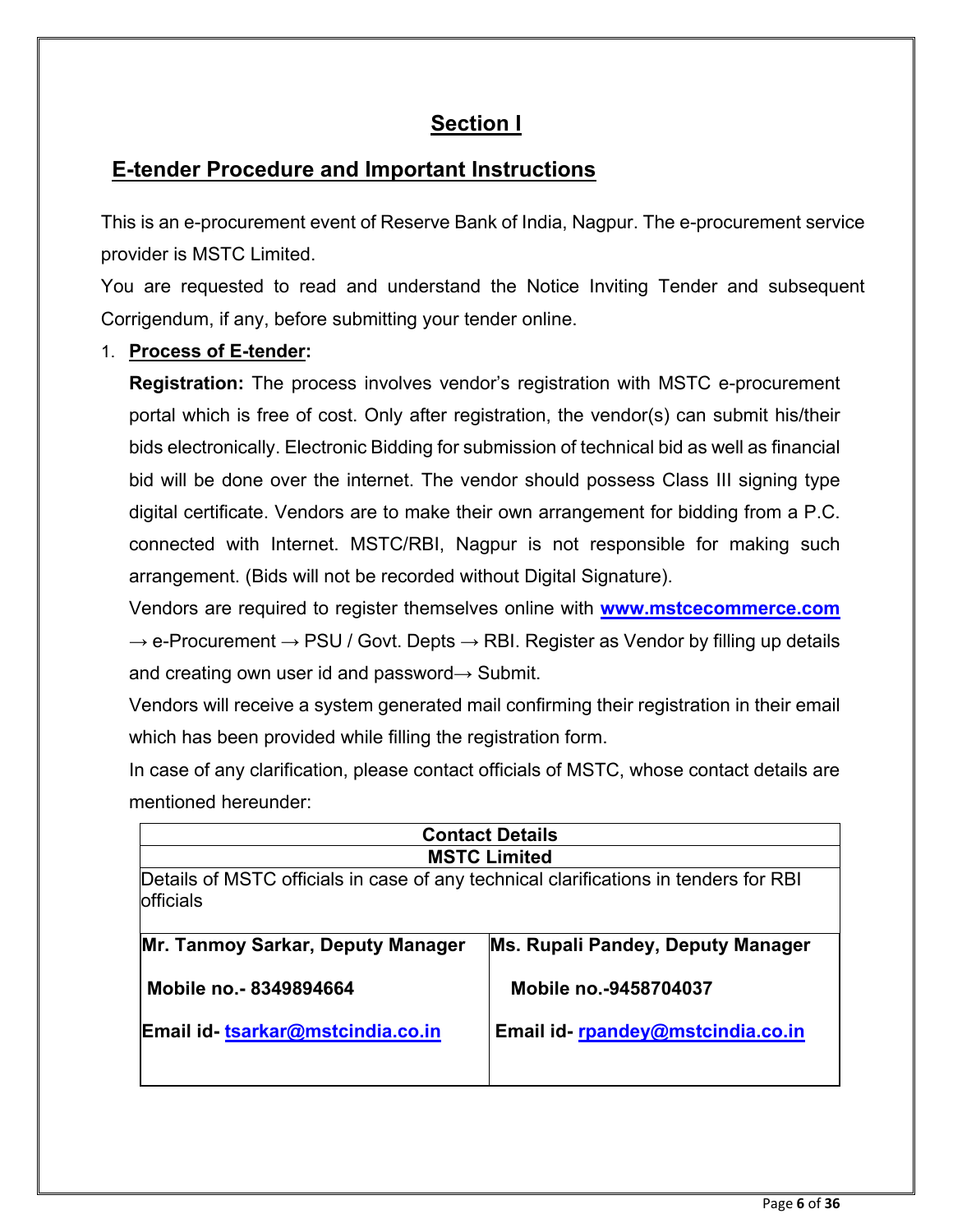# Section I

## E-tender Procedure and Important Instructions

This is an e-procurement event of Reserve Bank of India, Nagpur. The e-procurement service provider is MSTC Limited.

You are requested to read and understand the Notice Inviting Tender and subsequent Corrigendum, if any, before submitting your tender online.

1. **Process of E-tender:**

   **Registration:** The process involves vendor's registration with MSTC e-procurement portal which is free of cost. Only after registration, the vendor(s) can submit his/their bids electronically. Electronic Bidding for submission of technical bid as well as financial bid will be done over the internet. The vendor should possess Class III signing type digital certificate. Vendors are to make their own arrangement for bidding from a P.C. connected with Internet. MSTC/RBI, Nagpur is not responsible for making such arrangement. (Bids will not be recorded without Digital Signature).

   Vendors are required to register themselves online with **www.mstcecommerce.com** → e-Procurement → PSU / Govt. Depts → RBI. Register as Vendor by filling up details and creating own user id and password→ Submit.

   Vendors will receive a system generated mail confirming their registration in their email which has been provided while filling the registration form.

   In case of any clarification, please contact officials of MSTC, whose contact details are mentioned hereunder:

| **Contact Details** | |
|---|---|
| **MSTC Limited** | |
| Details of MSTC officials in case of any technical clarifications in tenders for RBI officials | |
| **Mr. Tanmoy Sarkar, Deputy Manager** | **Ms. Rupali Pandey, Deputy Manager** |
| **Mobile no.- 8349894664** | **Mobile no.-9458704037** |
| **Email id- tsarkar@mstcindia.co.in** | **Email id- rpandey@mstcindia.co.in** |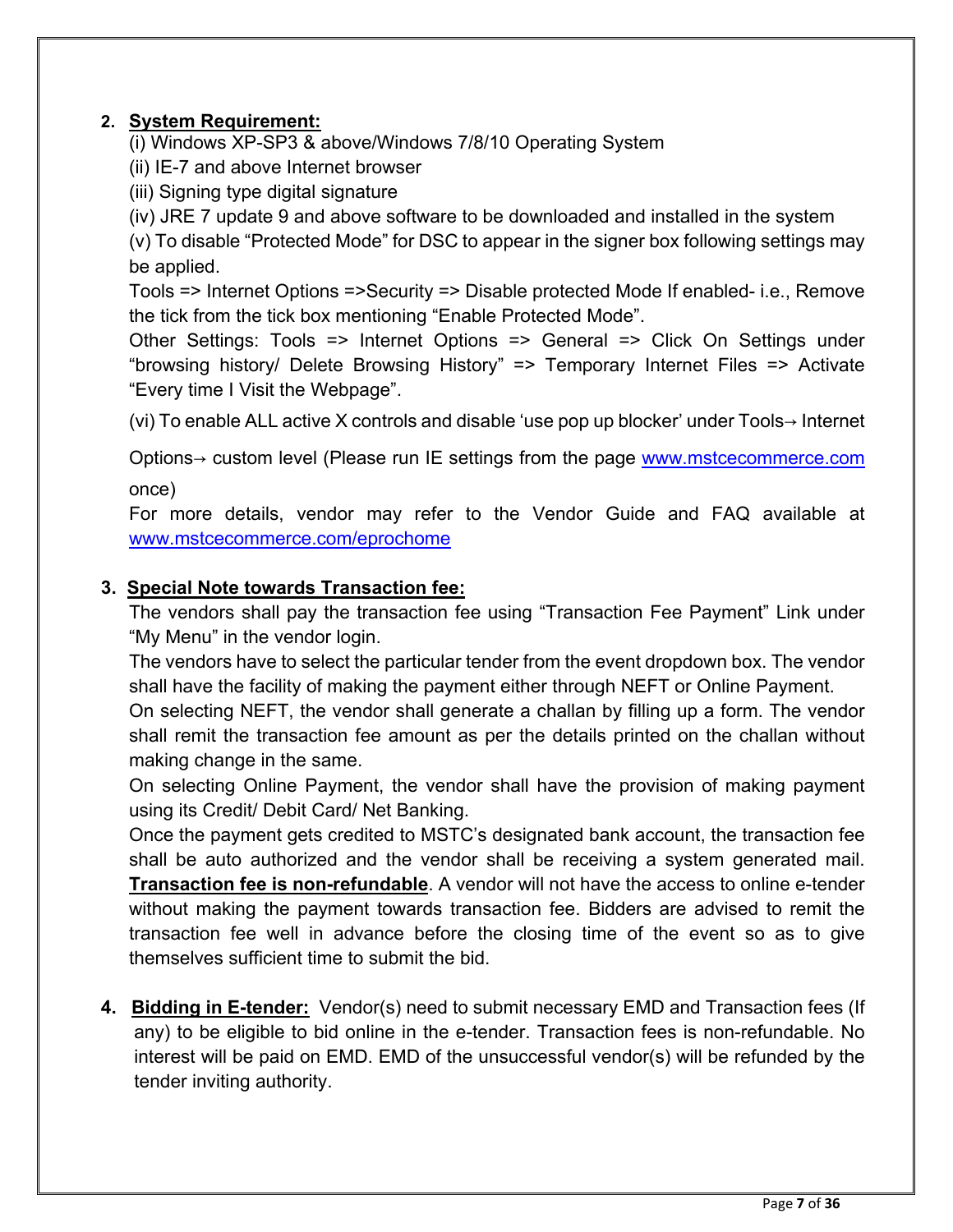2. **System Requirement:**

   (i) Windows XP-SP3 & above/Windows 7/8/10 Operating System

   (ii) IE-7 and above Internet browser

   (iii) Signing type digital signature

   (iv) JRE 7 update 9 and above software to be downloaded and installed in the system

   (v) To disable "Protected Mode" for DSC to appear in the signer box following settings may be applied.

   Tools => Internet Options =>Security => Disable protected Mode If enabled- i.e., Remove the tick from the tick box mentioning "Enable Protected Mode".

   Other Settings: Tools => Internet Options => General => Click On Settings under "browsing history/ Delete Browsing History" => Temporary Internet Files => Activate "Every time I Visit the Webpage".

   (vi) To enable ALL active X controls and disable 'use pop up blocker' under Tools→ Internet

   Options→ custom level (Please run IE settings from the page www.mstcecommerce.com once)

   For more details, vendor may refer to the Vendor Guide and FAQ available at www.mstcecommerce.com/eprochome

3. **Special Note towards Transaction fee:**

   The vendors shall pay the transaction fee using "Transaction Fee Payment" Link under "My Menu" in the vendor login.

   The vendors have to select the particular tender from the event dropdown box. The vendor shall have the facility of making the payment either through NEFT or Online Payment.

   On selecting NEFT, the vendor shall generate a challan by filling up a form. The vendor shall remit the transaction fee amount as per the details printed on the challan without making change in the same.

   On selecting Online Payment, the vendor shall have the provision of making payment using its Credit/ Debit Card/ Net Banking.

   Once the payment gets credited to MSTC's designated bank account, the transaction fee shall be auto authorized and the vendor shall be receiving a system generated mail. **Transaction fee is non-refundable**. A vendor will not have the access to online e-tender without making the payment towards transaction fee. Bidders are advised to remit the transaction fee well in advance before the closing time of the event so as to give themselves sufficient time to submit the bid.

4. **Bidding in E-tender:** Vendor(s) need to submit necessary EMD and Transaction fees (If any) to be eligible to bid online in the e-tender. Transaction fees is non-refundable. No interest will be paid on EMD. EMD of the unsuccessful vendor(s) will be refunded by the tender inviting authority.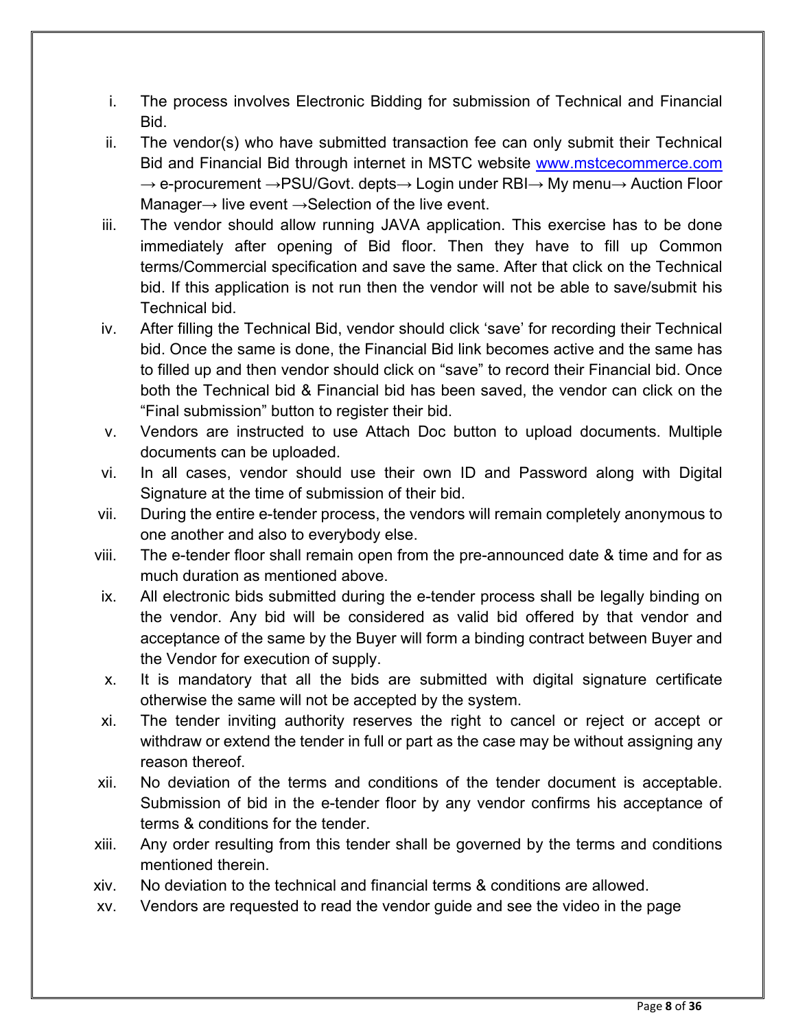i. The process involves Electronic Bidding for submission of Technical and Financial Bid.
ii. The vendor(s) who have submitted transaction fee can only submit their Technical Bid and Financial Bid through internet in MSTC website [www.mstcecommerce.com](http://www.mstcecommerce.com) → e-procurement →PSU/Govt. depts→ Login under RBI→ My menu→ Auction Floor Manager→ live event →Selection of the live event.
iii. The vendor should allow running JAVA application. This exercise has to be done immediately after opening of Bid floor. Then they have to fill up Common terms/Commercial specification and save the same. After that click on the Technical bid. If this application is not run then the vendor will not be able to save/submit his Technical bid.
iv. After filling the Technical Bid, vendor should click 'save' for recording their Technical bid. Once the same is done, the Financial Bid link becomes active and the same has to filled up and then vendor should click on "save" to record their Financial bid. Once both the Technical bid & Financial bid has been saved, the vendor can click on the "Final submission" button to register their bid.
v. Vendors are instructed to use Attach Doc button to upload documents. Multiple documents can be uploaded.
vi. In all cases, vendor should use their own ID and Password along with Digital Signature at the time of submission of their bid.
vii. During the entire e-tender process, the vendors will remain completely anonymous to one another and also to everybody else.
viii. The e-tender floor shall remain open from the pre-announced date & time and for as much duration as mentioned above.
ix. All electronic bids submitted during the e-tender process shall be legally binding on the vendor. Any bid will be considered as valid bid offered by that vendor and acceptance of the same by the Buyer will form a binding contract between Buyer and the Vendor for execution of supply.
x. It is mandatory that all the bids are submitted with digital signature certificate otherwise the same will not be accepted by the system.
xi. The tender inviting authority reserves the right to cancel or reject or accept or withdraw or extend the tender in full or part as the case may be without assigning any reason thereof.
xii. No deviation of the terms and conditions of the tender document is acceptable. Submission of bid in the e-tender floor by any vendor confirms his acceptance of terms & conditions for the tender.
xiii. Any order resulting from this tender shall be governed by the terms and conditions mentioned therein.
xiv. No deviation to the technical and financial terms & conditions are allowed.
xv. Vendors are requested to read the vendor guide and see the video in the page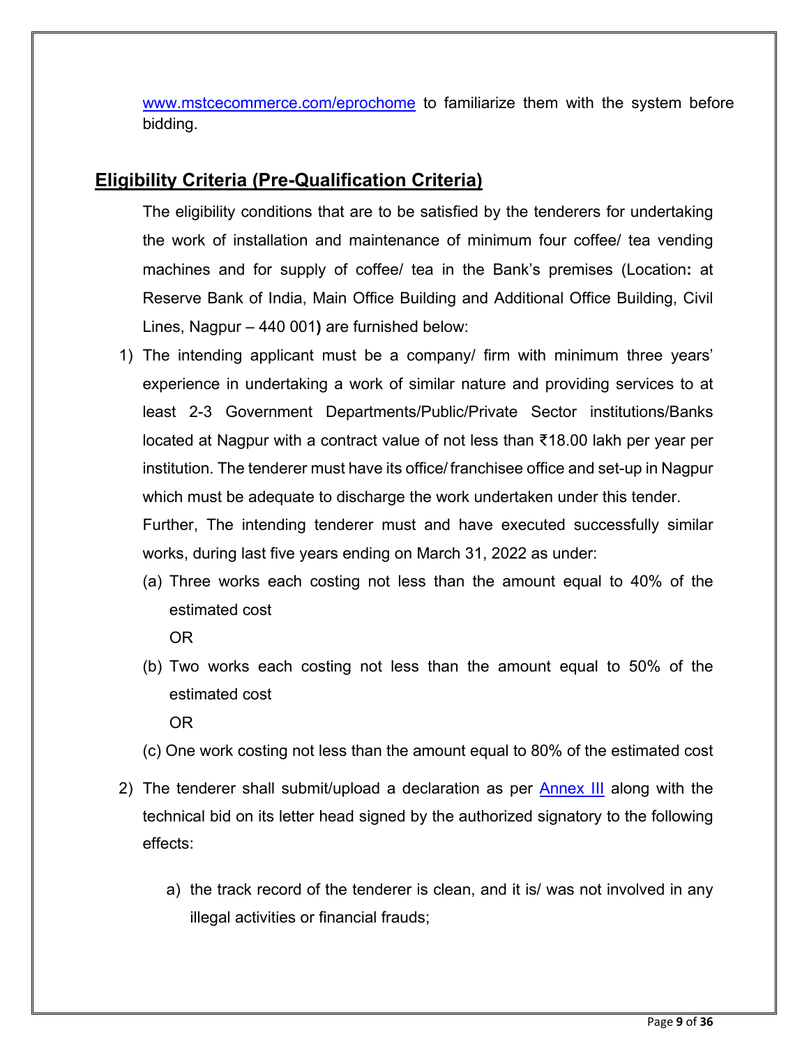www.mstcecommerce.com/eprochome to familiarize them with the system before bidding.

## Eligibility Criteria (Pre-Qualification Criteria)

The eligibility conditions that are to be satisfied by the tenderers for undertaking the work of installation and maintenance of minimum four coffee/ tea vending machines and for supply of coffee/ tea in the Bank's premises (Location**:** at Reserve Bank of India, Main Office Building and Additional Office Building, Civil Lines, Nagpur – 440 001**)** are furnished below:

1) The intending applicant must be a company/ firm with minimum three years' experience in undertaking a work of similar nature and providing services to at least 2-3 Government Departments/Public/Private Sector institutions/Banks located at Nagpur with a contract value of not less than ₹18.00 lakh per year per institution. The tenderer must have its office/ franchisee office and set-up in Nagpur which must be adequate to discharge the work undertaken under this tender.

   Further, The intending tenderer must and have executed successfully similar works, during last five years ending on March 31, 2022 as under:

   (a) Three works each costing not less than the amount equal to 40% of the estimated cost

   OR

   (b) Two works each costing not less than the amount equal to 50% of the estimated cost

   OR

   (c) One work costing not less than the amount equal to 80% of the estimated cost

2) The tenderer shall submit/upload a declaration as per Annex III along with the technical bid on its letter head signed by the authorized signatory to the following effects:

   a) the track record of the tenderer is clean, and it is/ was not involved in any illegal activities or financial frauds;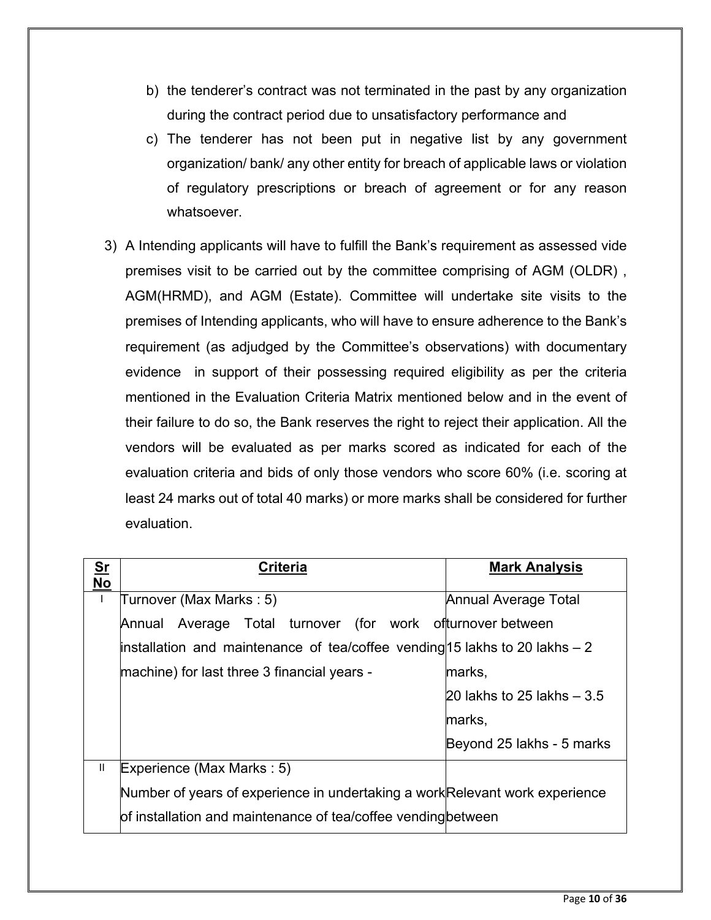b) the tenderer's contract was not terminated in the past by any organization during the contract period due to unsatisfactory performance and

c) The tenderer has not been put in negative list by any government organization/ bank/ any other entity for breach of applicable laws or violation of regulatory prescriptions or breach of agreement or for any reason whatsoever.

3) A Intending applicants will have to fulfill the Bank's requirement as assessed vide premises visit to be carried out by the committee comprising of AGM (OLDR) , AGM(HRMD), and AGM (Estate). Committee will undertake site visits to the premises of Intending applicants, who will have to ensure adherence to the Bank's requirement (as adjudged by the Committee's observations) with documentary evidence in support of their possessing required eligibility as per the criteria mentioned in the Evaluation Criteria Matrix mentioned below and in the event of their failure to do so, the Bank reserves the right to reject their application. All the vendors will be evaluated as per marks scored as indicated for each of the evaluation criteria and bids of only those vendors who score 60% (i.e. scoring at least 24 marks out of total 40 marks) or more marks shall be considered for further evaluation.

| Sr No | Criteria | Mark Analysis |
|---|---|---|
| I | Turnover (Max Marks : 5)<br>Annual Average Total turnover (for work of installation and maintenance of tea/coffee vending machine) for last three 3 financial years - | Annual Average Total turnover between<br>15 lakhs to 20 lakhs – 2 marks,<br>20 lakhs to 25 lakhs – 3.5 marks,<br>Beyond 25 lakhs - 5 marks |
| II | Experience (Max Marks : 5)<br>Number of years of experience in undertaking a work of installation and maintenance of tea/coffee vending | Relevant work experience between |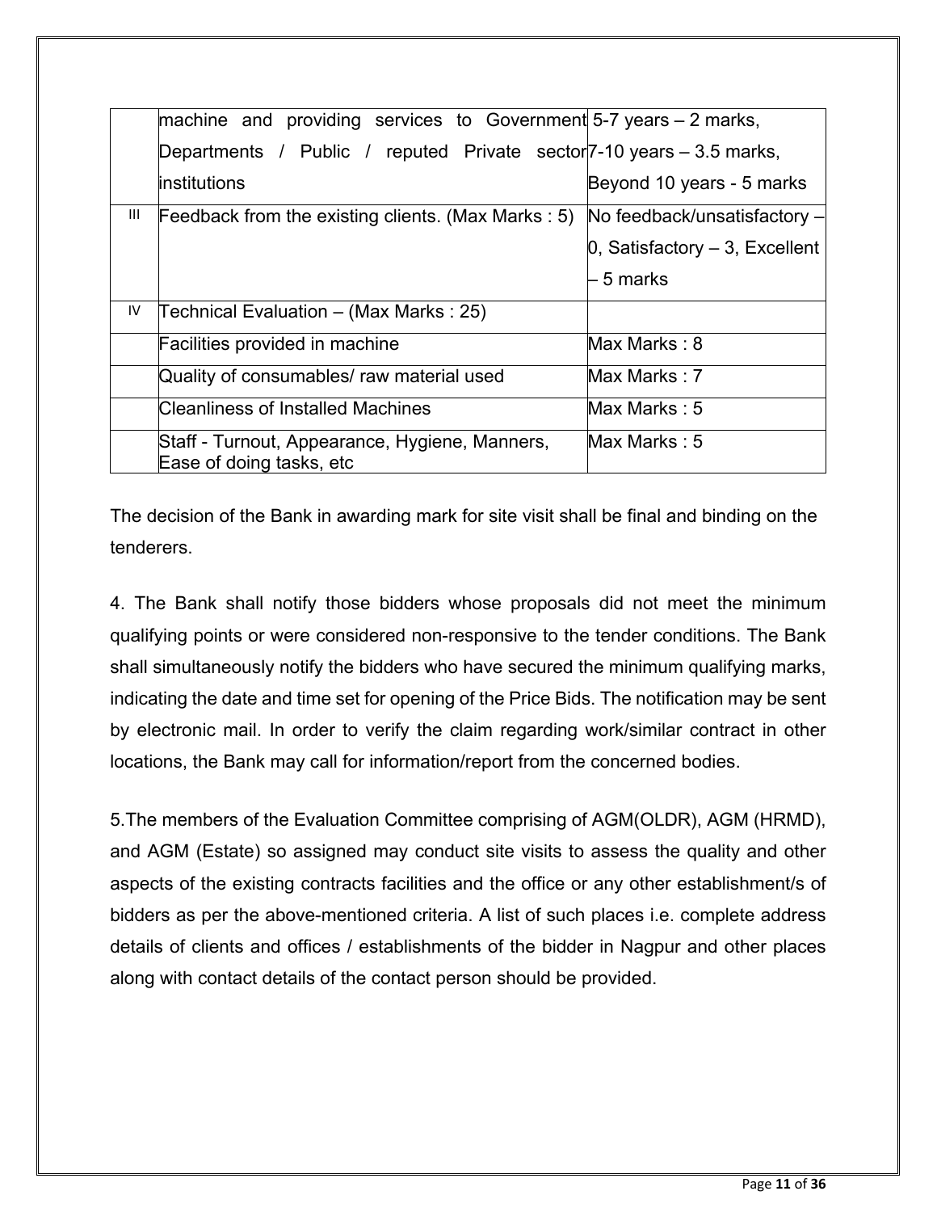|  | machine and providing services to Government Departments / Public / reputed Private sector institutions | 5-7 years – 2 marks, 7-10 years – 3.5 marks, Beyond 10 years - 5 marks |
| --- | --- | --- |
| III | Feedback from the existing clients. (Max Marks : 5) | No feedback/unsatisfactory – 0, Satisfactory – 3, Excellent – 5 marks |
| IV | Technical Evaluation – (Max Marks : 25) |  |
|  | Facilities provided in machine | Max Marks : 8 |
|  | Quality of consumables/ raw material used | Max Marks : 7 |
|  | Cleanliness of Installed Machines | Max Marks : 5 |
|  | Staff - Turnout, Appearance, Hygiene, Manners, Ease of doing tasks, etc | Max Marks : 5 |

The decision of the Bank in awarding mark for site visit shall be final and binding on the tenderers.

4. The Bank shall notify those bidders whose proposals did not meet the minimum qualifying points or were considered non-responsive to the tender conditions. The Bank shall simultaneously notify the bidders who have secured the minimum qualifying marks, indicating the date and time set for opening of the Price Bids. The notification may be sent by electronic mail. In order to verify the claim regarding work/similar contract in other locations, the Bank may call for information/report from the concerned bodies.

5.The members of the Evaluation Committee comprising of AGM(OLDR), AGM (HRMD), and AGM (Estate) so assigned may conduct site visits to assess the quality and other aspects of the existing contracts facilities and the office or any other establishment/s of bidders as per the above-mentioned criteria. A list of such places i.e. complete address details of clients and offices / establishments of the bidder in Nagpur and other places along with contact details of the contact person should be provided.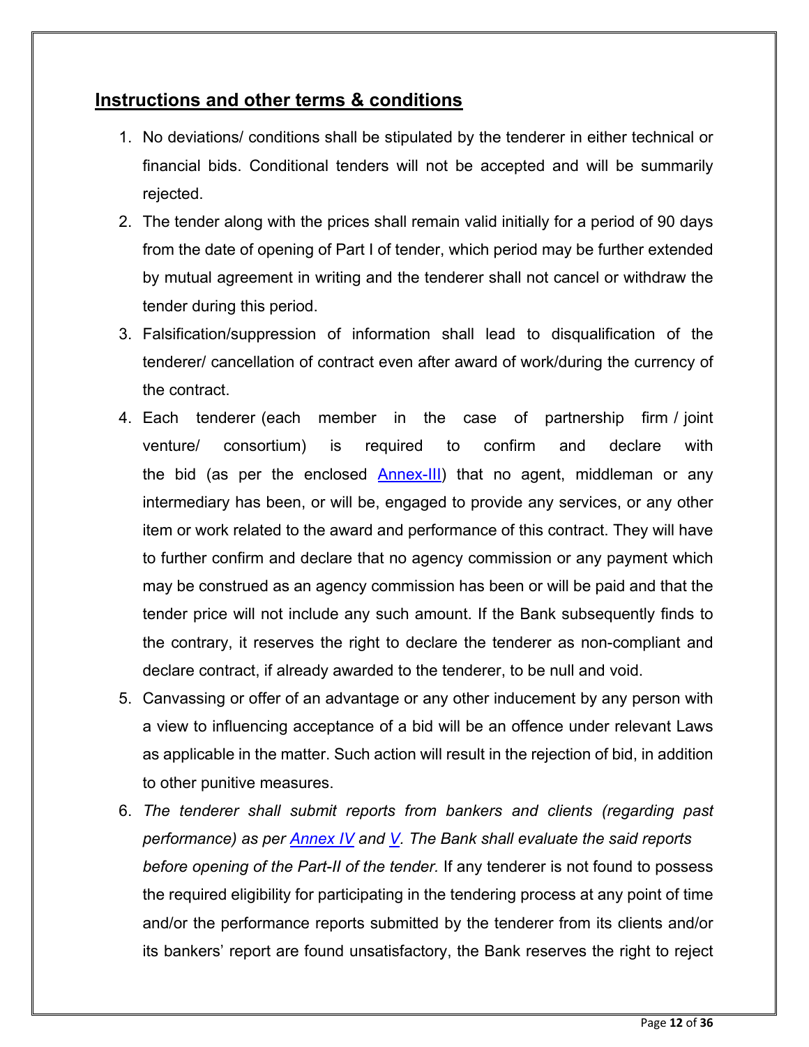## Instructions and other terms & conditions

1. No deviations/ conditions shall be stipulated by the tenderer in either technical or financial bids. Conditional tenders will not be accepted and will be summarily rejected.
2. The tender along with the prices shall remain valid initially for a period of 90 days from the date of opening of Part I of tender, which period may be further extended by mutual agreement in writing and the tenderer shall not cancel or withdraw the tender during this period.
3. Falsification/suppression of information shall lead to disqualification of the tenderer/ cancellation of contract even after award of work/during the currency of the contract.
4. Each tenderer (each member in the case of partnership firm / joint venture/ consortium) is required to confirm and declare with the bid (as per the enclosed Annex-III) that no agent, middleman or any intermediary has been, or will be, engaged to provide any services, or any other item or work related to the award and performance of this contract. They will have to further confirm and declare that no agency commission or any payment which may be construed as an agency commission has been or will be paid and that the tender price will not include any such amount. If the Bank subsequently finds to the contrary, it reserves the right to declare the tenderer as non-compliant and declare contract, if already awarded to the tenderer, to be null and void.
5. Canvassing or offer of an advantage or any other inducement by any person with a view to influencing acceptance of a bid will be an offence under relevant Laws as applicable in the matter. Such action will result in the rejection of bid, in addition to other punitive measures.
6. *The tenderer shall submit reports from bankers and clients (regarding past performance) as per Annex IV and V. The Bank shall evaluate the said reports before opening of the Part-II of the tender.* If any tenderer is not found to possess the required eligibility for participating in the tendering process at any point of time and/or the performance reports submitted by the tenderer from its clients and/or its bankers' report are found unsatisfactory, the Bank reserves the right to reject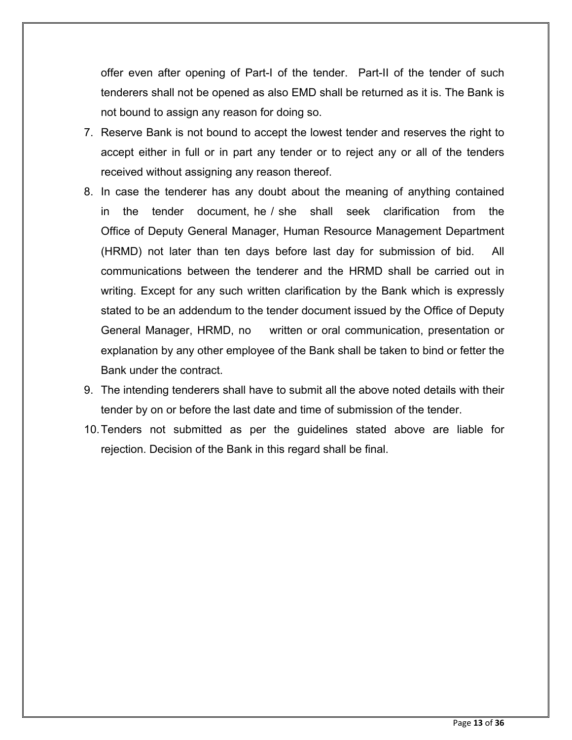offer even after opening of Part-I of the tender. Part-II of the tender of such tenderers shall not be opened as also EMD shall be returned as it is. The Bank is not bound to assign any reason for doing so.

7. Reserve Bank is not bound to accept the lowest tender and reserves the right to accept either in full or in part any tender or to reject any or all of the tenders received without assigning any reason thereof.
8. In case the tenderer has any doubt about the meaning of anything contained in the tender document, he / she shall seek clarification from the Office of Deputy General Manager, Human Resource Management Department (HRMD) not later than ten days before last day for submission of bid. All communications between the tenderer and the HRMD shall be carried out in writing. Except for any such written clarification by the Bank which is expressly stated to be an addendum to the tender document issued by the Office of Deputy General Manager, HRMD, no written or oral communication, presentation or explanation by any other employee of the Bank shall be taken to bind or fetter the Bank under the contract.
9. The intending tenderers shall have to submit all the above noted details with their tender by on or before the last date and time of submission of the tender.
10. Tenders not submitted as per the guidelines stated above are liable for rejection. Decision of the Bank in this regard shall be final.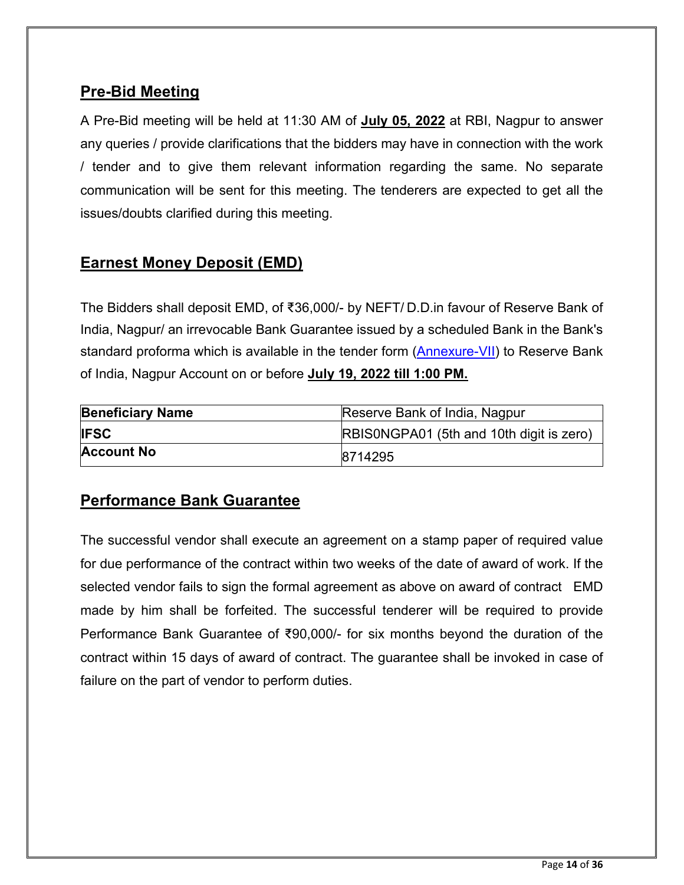## Pre-Bid Meeting

A Pre-Bid meeting will be held at 11:30 AM of **July 05, 2022** at RBI, Nagpur to answer any queries / provide clarifications that the bidders may have in connection with the work / tender and to give them relevant information regarding the same. No separate communication will be sent for this meeting. The tenderers are expected to get all the issues/doubts clarified during this meeting.

## Earnest Money Deposit (EMD)

The Bidders shall deposit EMD, of ₹36,000/- by NEFT/ D.D.in favour of Reserve Bank of India, Nagpur/ an irrevocable Bank Guarantee issued by a scheduled Bank in the Bank's standard proforma which is available in the tender form (Annexure-VII) to Reserve Bank of India, Nagpur Account on or before **July 19, 2022 till 1:00 PM.**

| **Beneficiary Name** | Reserve Bank of India, Nagpur |
|---|---|
| **IFSC** | RBIS0NGPA01 (5th and 10th digit is zero) |
| **Account No** | 8714295 |

## Performance Bank Guarantee

The successful vendor shall execute an agreement on a stamp paper of required value for due performance of the contract within two weeks of the date of award of work. If the selected vendor fails to sign the formal agreement as above on award of contract EMD made by him shall be forfeited. The successful tenderer will be required to provide Performance Bank Guarantee of ₹90,000/- for six months beyond the duration of the contract within 15 days of award of contract. The guarantee shall be invoked in case of failure on the part of vendor to perform duties.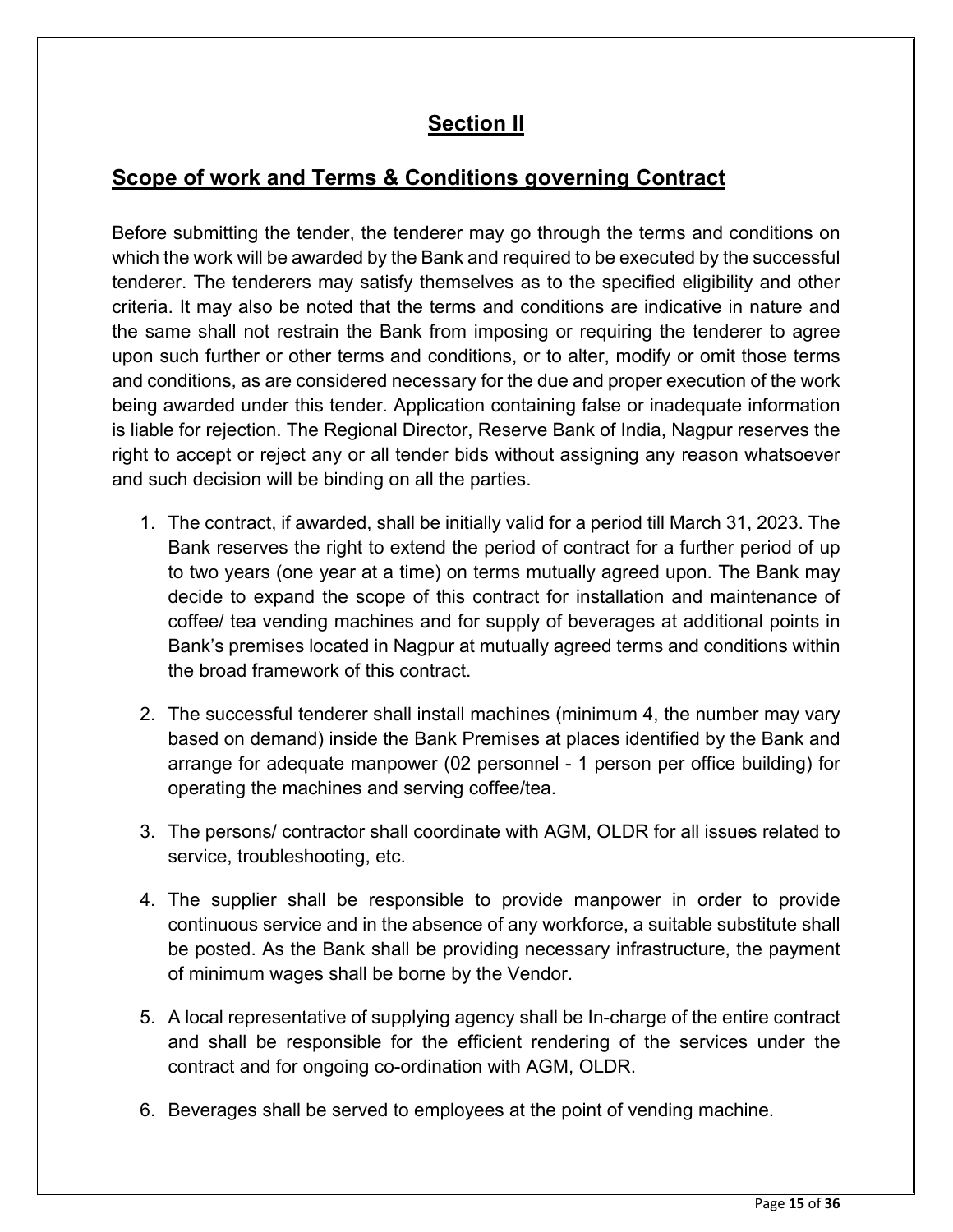## Section II

## Scope of work and Terms & Conditions governing Contract

Before submitting the tender, the tenderer may go through the terms and conditions on which the work will be awarded by the Bank and required to be executed by the successful tenderer. The tenderers may satisfy themselves as to the specified eligibility and other criteria. It may also be noted that the terms and conditions are indicative in nature and the same shall not restrain the Bank from imposing or requiring the tenderer to agree upon such further or other terms and conditions, or to alter, modify or omit those terms and conditions, as are considered necessary for the due and proper execution of the work being awarded under this tender. Application containing false or inadequate information is liable for rejection. The Regional Director, Reserve Bank of India, Nagpur reserves the right to accept or reject any or all tender bids without assigning any reason whatsoever and such decision will be binding on all the parties.

1. The contract, if awarded, shall be initially valid for a period till March 31, 2023. The Bank reserves the right to extend the period of contract for a further period of up to two years (one year at a time) on terms mutually agreed upon. The Bank may decide to expand the scope of this contract for installation and maintenance of coffee/ tea vending machines and for supply of beverages at additional points in Bank's premises located in Nagpur at mutually agreed terms and conditions within the broad framework of this contract.

2. The successful tenderer shall install machines (minimum 4, the number may vary based on demand) inside the Bank Premises at places identified by the Bank and arrange for adequate manpower (02 personnel - 1 person per office building) for operating the machines and serving coffee/tea.

3. The persons/ contractor shall coordinate with AGM, OLDR for all issues related to service, troubleshooting, etc.

4. The supplier shall be responsible to provide manpower in order to provide continuous service and in the absence of any workforce, a suitable substitute shall be posted. As the Bank shall be providing necessary infrastructure, the payment of minimum wages shall be borne by the Vendor.

5. A local representative of supplying agency shall be In-charge of the entire contract and shall be responsible for the efficient rendering of the services under the contract and for ongoing co-ordination with AGM, OLDR.

6. Beverages shall be served to employees at the point of vending machine.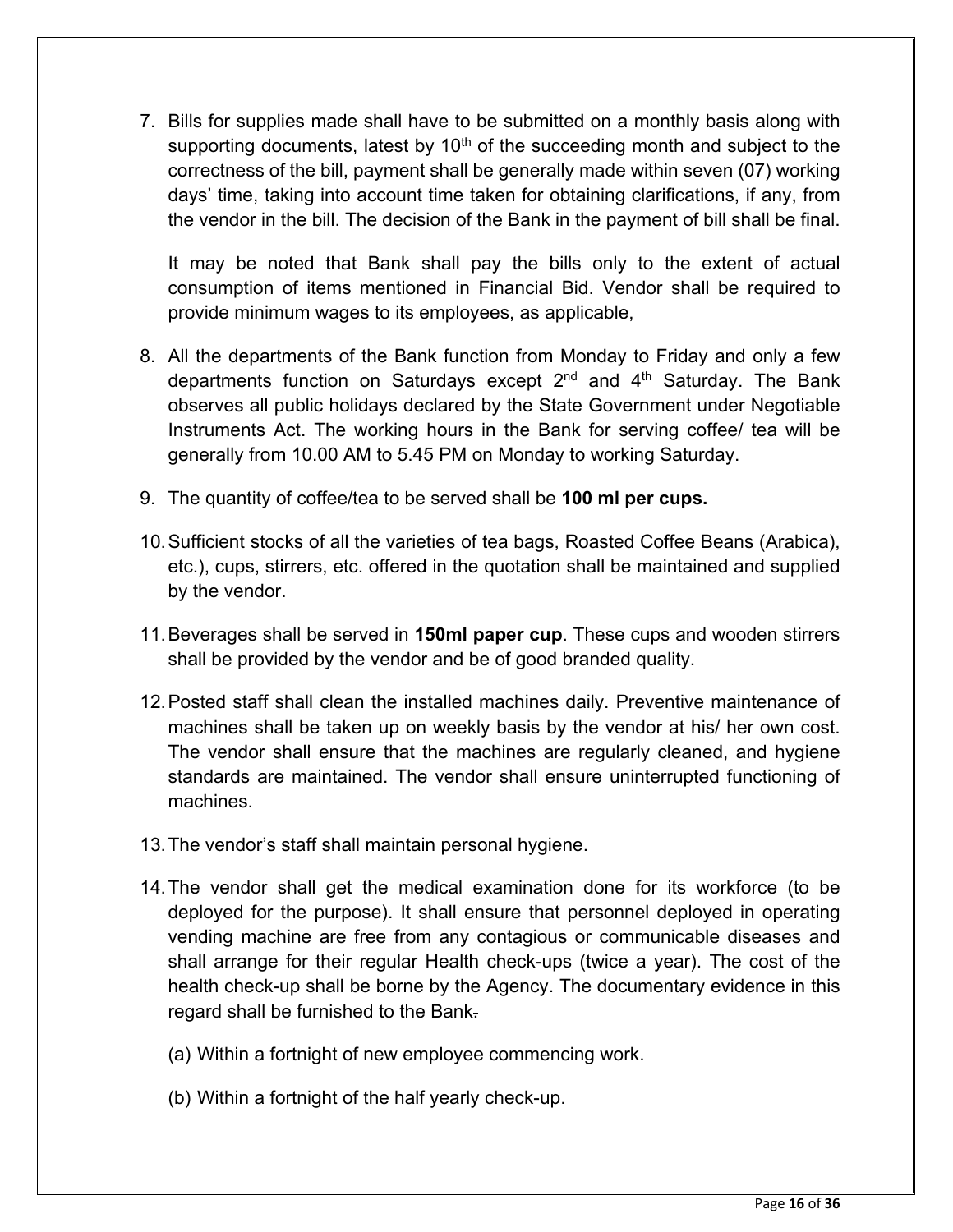7. Bills for supplies made shall have to be submitted on a monthly basis along with supporting documents, latest by 10th of the succeeding month and subject to the correctness of the bill, payment shall be generally made within seven (07) working days' time, taking into account time taken for obtaining clarifications, if any, from the vendor in the bill. The decision of the Bank in the payment of bill shall be final.

   It may be noted that Bank shall pay the bills only to the extent of actual consumption of items mentioned in Financial Bid. Vendor shall be required to provide minimum wages to its employees, as applicable,

8. All the departments of the Bank function from Monday to Friday and only a few departments function on Saturdays except 2nd and 4th Saturday. The Bank observes all public holidays declared by the State Government under Negotiable Instruments Act. The working hours in the Bank for serving coffee/ tea will be generally from 10.00 AM to 5.45 PM on Monday to working Saturday.

9. The quantity of coffee/tea to be served shall be **100 ml per cups.**

10. Sufficient stocks of all the varieties of tea bags, Roasted Coffee Beans (Arabica), etc.), cups, stirrers, etc. offered in the quotation shall be maintained and supplied by the vendor.

11. Beverages shall be served in **150ml paper cup**. These cups and wooden stirrers shall be provided by the vendor and be of good branded quality.

12. Posted staff shall clean the installed machines daily. Preventive maintenance of machines shall be taken up on weekly basis by the vendor at his/ her own cost. The vendor shall ensure that the machines are regularly cleaned, and hygiene standards are maintained. The vendor shall ensure uninterrupted functioning of machines.

13. The vendor's staff shall maintain personal hygiene.

14. The vendor shall get the medical examination done for its workforce (to be deployed for the purpose). It shall ensure that personnel deployed in operating vending machine are free from any contagious or communicable diseases and shall arrange for their regular Health check-ups (twice a year). The cost of the health check-up shall be borne by the Agency. The documentary evidence in this regard shall be furnished to the Bank.

    (a) Within a fortnight of new employee commencing work.

    (b) Within a fortnight of the half yearly check-up.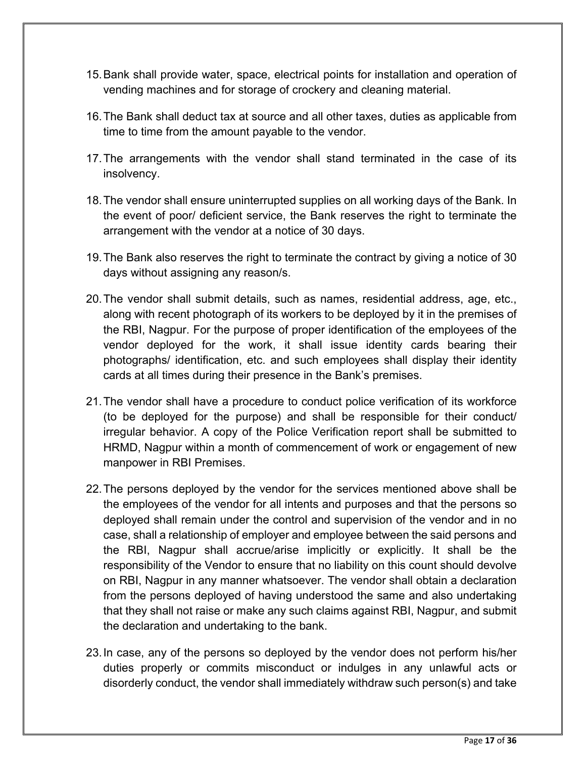15. Bank shall provide water, space, electrical points for installation and operation of vending machines and for storage of crockery and cleaning material.

16. The Bank shall deduct tax at source and all other taxes, duties as applicable from time to time from the amount payable to the vendor.

17. The arrangements with the vendor shall stand terminated in the case of its insolvency.

18. The vendor shall ensure uninterrupted supplies on all working days of the Bank. In the event of poor/ deficient service, the Bank reserves the right to terminate the arrangement with the vendor at a notice of 30 days.

19. The Bank also reserves the right to terminate the contract by giving a notice of 30 days without assigning any reason/s.

20. The vendor shall submit details, such as names, residential address, age, etc., along with recent photograph of its workers to be deployed by it in the premises of the RBI, Nagpur. For the purpose of proper identification of the employees of the vendor deployed for the work, it shall issue identity cards bearing their photographs/ identification, etc. and such employees shall display their identity cards at all times during their presence in the Bank's premises.

21. The vendor shall have a procedure to conduct police verification of its workforce (to be deployed for the purpose) and shall be responsible for their conduct/ irregular behavior. A copy of the Police Verification report shall be submitted to HRMD, Nagpur within a month of commencement of work or engagement of new manpower in RBI Premises.

22. The persons deployed by the vendor for the services mentioned above shall be the employees of the vendor for all intents and purposes and that the persons so deployed shall remain under the control and supervision of the vendor and in no case, shall a relationship of employer and employee between the said persons and the RBI, Nagpur shall accrue/arise implicitly or explicitly. It shall be the responsibility of the Vendor to ensure that no liability on this count should devolve on RBI, Nagpur in any manner whatsoever. The vendor shall obtain a declaration from the persons deployed of having understood the same and also undertaking that they shall not raise or make any such claims against RBI, Nagpur, and submit the declaration and undertaking to the bank.

23. In case, any of the persons so deployed by the vendor does not perform his/her duties properly or commits misconduct or indulges in any unlawful acts or disorderly conduct, the vendor shall immediately withdraw such person(s) and take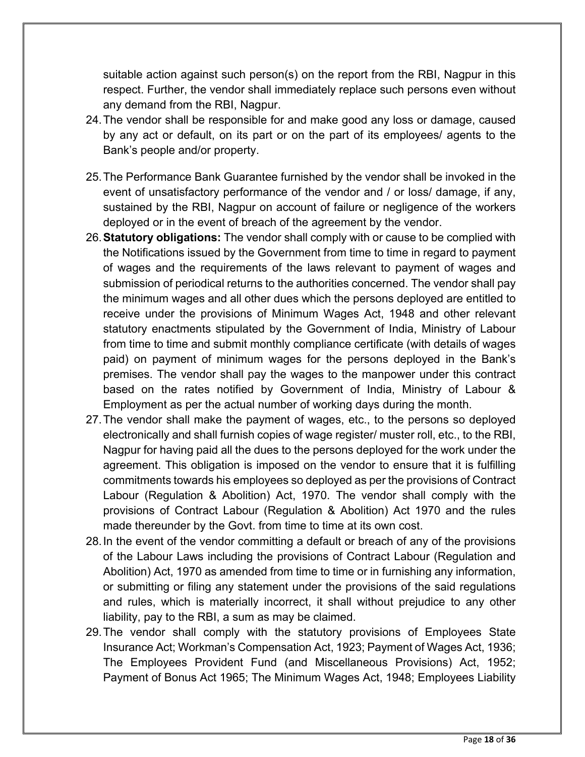suitable action against such person(s) on the report from the RBI, Nagpur in this respect. Further, the vendor shall immediately replace such persons even without any demand from the RBI, Nagpur.

24. The vendor shall be responsible for and make good any loss or damage, caused by any act or default, on its part or on the part of its employees/ agents to the Bank's people and/or property.

25. The Performance Bank Guarantee furnished by the vendor shall be invoked in the event of unsatisfactory performance of the vendor and / or loss/ damage, if any, sustained by the RBI, Nagpur on account of failure or negligence of the workers deployed or in the event of breach of the agreement by the vendor.

26. **Statutory obligations:** The vendor shall comply with or cause to be complied with the Notifications issued by the Government from time to time in regard to payment of wages and the requirements of the laws relevant to payment of wages and submission of periodical returns to the authorities concerned. The vendor shall pay the minimum wages and all other dues which the persons deployed are entitled to receive under the provisions of Minimum Wages Act, 1948 and other relevant statutory enactments stipulated by the Government of India, Ministry of Labour from time to time and submit monthly compliance certificate (with details of wages paid) on payment of minimum wages for the persons deployed in the Bank's premises. The vendor shall pay the wages to the manpower under this contract based on the rates notified by Government of India, Ministry of Labour & Employment as per the actual number of working days during the month.

27. The vendor shall make the payment of wages, etc., to the persons so deployed electronically and shall furnish copies of wage register/ muster roll, etc., to the RBI, Nagpur for having paid all the dues to the persons deployed for the work under the agreement. This obligation is imposed on the vendor to ensure that it is fulfilling commitments towards his employees so deployed as per the provisions of Contract Labour (Regulation & Abolition) Act, 1970. The vendor shall comply with the provisions of Contract Labour (Regulation & Abolition) Act 1970 and the rules made thereunder by the Govt. from time to time at its own cost.

28. In the event of the vendor committing a default or breach of any of the provisions of the Labour Laws including the provisions of Contract Labour (Regulation and Abolition) Act, 1970 as amended from time to time or in furnishing any information, or submitting or filing any statement under the provisions of the said regulations and rules, which is materially incorrect, it shall without prejudice to any other liability, pay to the RBI, a sum as may be claimed.

29. The vendor shall comply with the statutory provisions of Employees State Insurance Act; Workman's Compensation Act, 1923; Payment of Wages Act, 1936; The Employees Provident Fund (and Miscellaneous Provisions) Act, 1952; Payment of Bonus Act 1965; The Minimum Wages Act, 1948; Employees Liability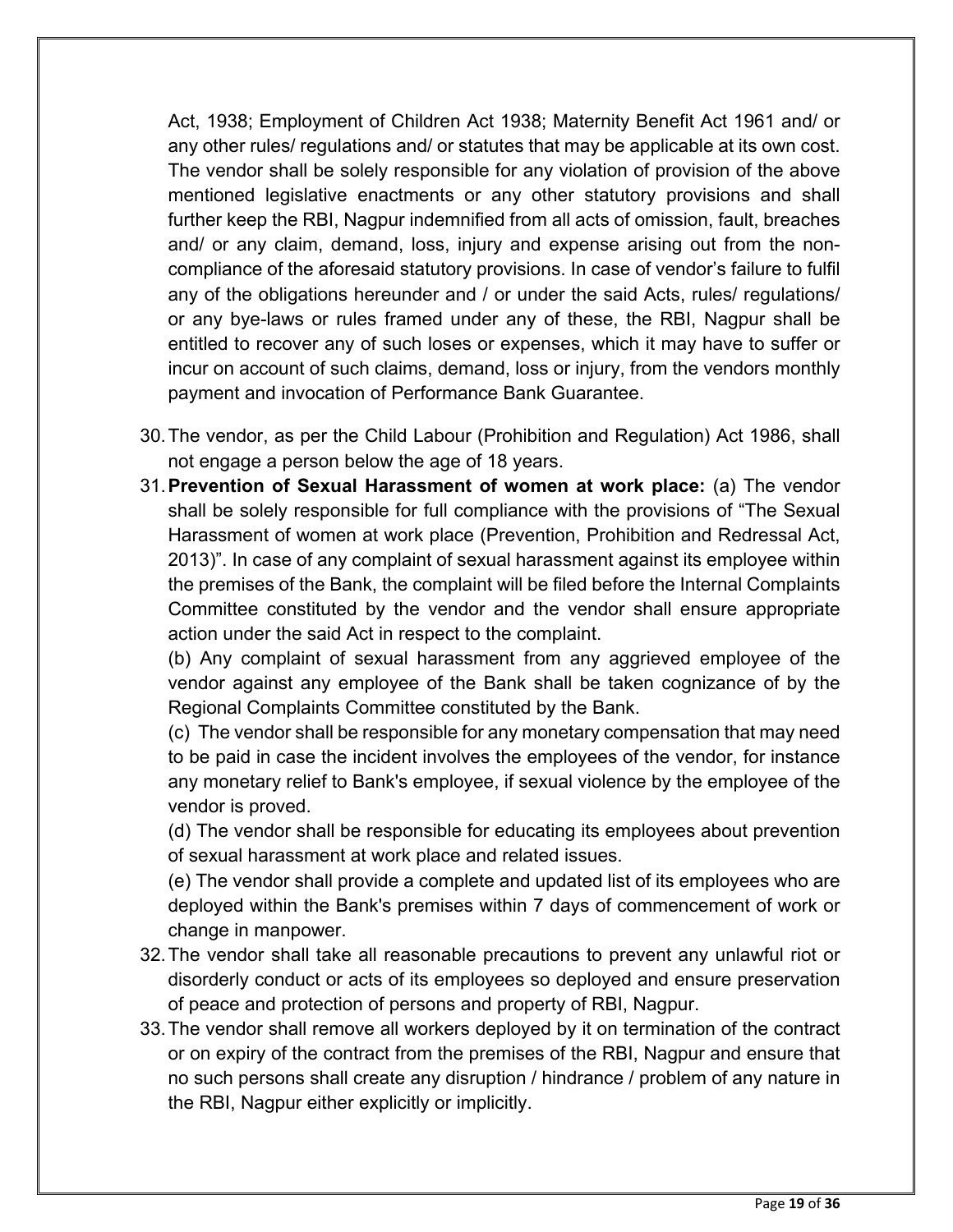Act, 1938; Employment of Children Act 1938; Maternity Benefit Act 1961 and/ or any other rules/ regulations and/ or statutes that may be applicable at its own cost. The vendor shall be solely responsible for any violation of provision of the above mentioned legislative enactments or any other statutory provisions and shall further keep the RBI, Nagpur indemnified from all acts of omission, fault, breaches and/ or any claim, demand, loss, injury and expense arising out from the non-compliance of the aforesaid statutory provisions. In case of vendor's failure to fulfil any of the obligations hereunder and / or under the said Acts, rules/ regulations/ or any bye-laws or rules framed under any of these, the RBI, Nagpur shall be entitled to recover any of such loses or expenses, which it may have to suffer or incur on account of such claims, demand, loss or injury, from the vendors monthly payment and invocation of Performance Bank Guarantee.

30. The vendor, as per the Child Labour (Prohibition and Regulation) Act 1986, shall not engage a person below the age of 18 years.
31. **Prevention of Sexual Harassment of women at work place:** (a) The vendor shall be solely responsible for full compliance with the provisions of "The Sexual Harassment of women at work place (Prevention, Prohibition and Redressal Act, 2013)". In case of any complaint of sexual harassment against its employee within the premises of the Bank, the complaint will be filed before the Internal Complaints Committee constituted by the vendor and the vendor shall ensure appropriate action under the said Act in respect to the complaint.

    (b) Any complaint of sexual harassment from any aggrieved employee of the vendor against any employee of the Bank shall be taken cognizance of by the Regional Complaints Committee constituted by the Bank.

    (c) The vendor shall be responsible for any monetary compensation that may need to be paid in case the incident involves the employees of the vendor, for instance any monetary relief to Bank's employee, if sexual violence by the employee of the vendor is proved.

    (d) The vendor shall be responsible for educating its employees about prevention of sexual harassment at work place and related issues.

    (e) The vendor shall provide a complete and updated list of its employees who are deployed within the Bank's premises within 7 days of commencement of work or change in manpower.
32. The vendor shall take all reasonable precautions to prevent any unlawful riot or disorderly conduct or acts of its employees so deployed and ensure preservation of peace and protection of persons and property of RBI, Nagpur.
33. The vendor shall remove all workers deployed by it on termination of the contract or on expiry of the contract from the premises of the RBI, Nagpur and ensure that no such persons shall create any disruption / hindrance / problem of any nature in the RBI, Nagpur either explicitly or implicitly.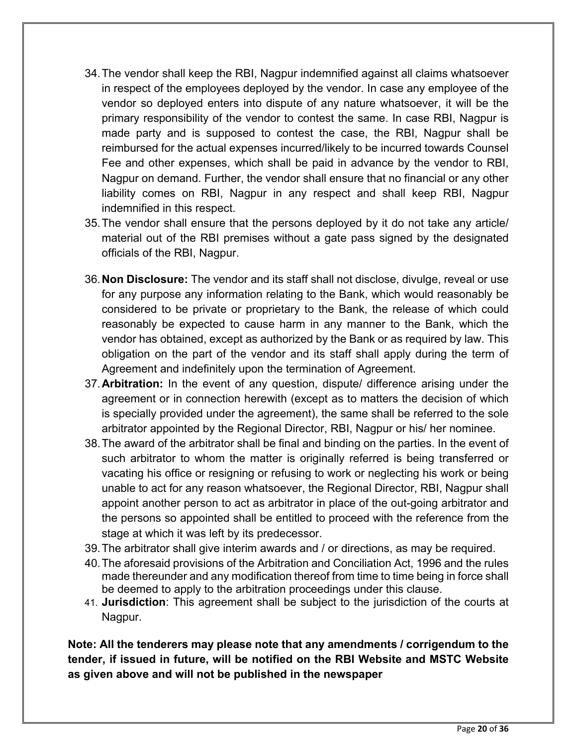34. The vendor shall keep the RBI, Nagpur indemnified against all claims whatsoever in respect of the employees deployed by the vendor. In case any employee of the vendor so deployed enters into dispute of any nature whatsoever, it will be the primary responsibility of the vendor to contest the same. In case RBI, Nagpur is made party and is supposed to contest the case, the RBI, Nagpur shall be reimbursed for the actual expenses incurred/likely to be incurred towards Counsel Fee and other expenses, which shall be paid in advance by the vendor to RBI, Nagpur on demand. Further, the vendor shall ensure that no financial or any other liability comes on RBI, Nagpur in any respect and shall keep RBI, Nagpur indemnified in this respect.
35. The vendor shall ensure that the persons deployed by it do not take any article/ material out of the RBI premises without a gate pass signed by the designated officials of the RBI, Nagpur.
36. **Non Disclosure:** The vendor and its staff shall not disclose, divulge, reveal or use for any purpose any information relating to the Bank, which would reasonably be considered to be private or proprietary to the Bank, the release of which could reasonably be expected to cause harm in any manner to the Bank, which the vendor has obtained, except as authorized by the Bank or as required by law. This obligation on the part of the vendor and its staff shall apply during the term of Agreement and indefinitely upon the termination of Agreement.
37. **Arbitration:** In the event of any question, dispute/ difference arising under the agreement or in connection herewith (except as to matters the decision of which is specially provided under the agreement), the same shall be referred to the sole arbitrator appointed by the Regional Director, RBI, Nagpur or his/ her nominee.
38. The award of the arbitrator shall be final and binding on the parties. In the event of such arbitrator to whom the matter is originally referred is being transferred or vacating his office or resigning or refusing to work or neglecting his work or being unable to act for any reason whatsoever, the Regional Director, RBI, Nagpur shall appoint another person to act as arbitrator in place of the out-going arbitrator and the persons so appointed shall be entitled to proceed with the reference from the stage at which it was left by its predecessor.
39. The arbitrator shall give interim awards and / or directions, as may be required.
40. The aforesaid provisions of the Arbitration and Conciliation Act, 1996 and the rules made thereunder and any modification thereof from time to time being in force shall be deemed to apply to the arbitration proceedings under this clause.
41. **Jurisdiction**: This agreement shall be subject to the jurisdiction of the courts at Nagpur.

**Note: All the tenderers may please note that any amendments / corrigendum to the tender, if issued in future, will be notified on the RBI Website and MSTC Website as given above and will not be published in the newspaper**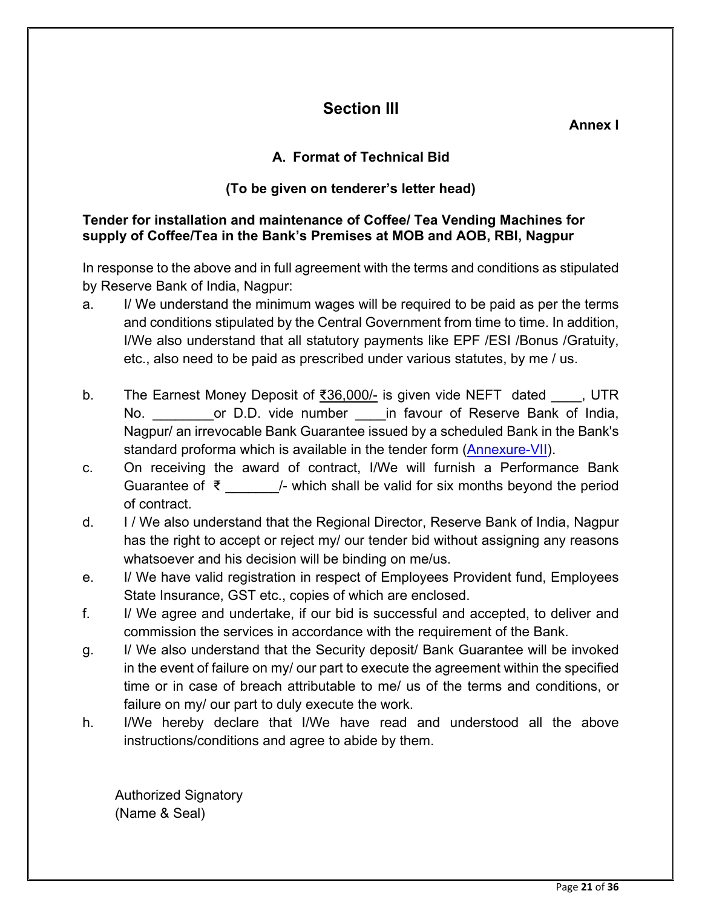## Section III

**Annex I**

### A. Format of Technical Bid

**(To be given on tenderer's letter head)**

**Tender for installation and maintenance of Coffee/ Tea Vending Machines for supply of Coffee/Tea in the Bank's Premises at MOB and AOB, RBI, Nagpur**

In response to the above and in full agreement with the terms and conditions as stipulated by Reserve Bank of India, Nagpur:

a. I/ We understand the minimum wages will be required to be paid as per the terms and conditions stipulated by the Central Government from time to time. In addition, I/We also understand that all statutory payments like EPF /ESI /Bonus /Gratuity, etc., also need to be paid as prescribed under various statutes, by me / us.

b. The Earnest Money Deposit of ₹36,000/- is given vide NEFT dated ____, UTR No. ________or D.D. vide number ____in favour of Reserve Bank of India, Nagpur/ an irrevocable Bank Guarantee issued by a scheduled Bank in the Bank's standard proforma which is available in the tender form (Annexure-VII).

c. On receiving the award of contract, I/We will furnish a Performance Bank Guarantee of ₹ _______/- which shall be valid for six months beyond the period of contract.

d. I / We also understand that the Regional Director, Reserve Bank of India, Nagpur has the right to accept or reject my/ our tender bid without assigning any reasons whatsoever and his decision will be binding on me/us.

e. I/ We have valid registration in respect of Employees Provident fund, Employees State Insurance, GST etc., copies of which are enclosed.

f. I/ We agree and undertake, if our bid is successful and accepted, to deliver and commission the services in accordance with the requirement of the Bank.

g. I/ We also understand that the Security deposit/ Bank Guarantee will be invoked in the event of failure on my/ our part to execute the agreement within the specified time or in case of breach attributable to me/ us of the terms and conditions, or failure on my/ our part to duly execute the work.

h. I/We hereby declare that I/We have read and understood all the above instructions/conditions and agree to abide by them.

Authorized Signatory
(Name & Seal)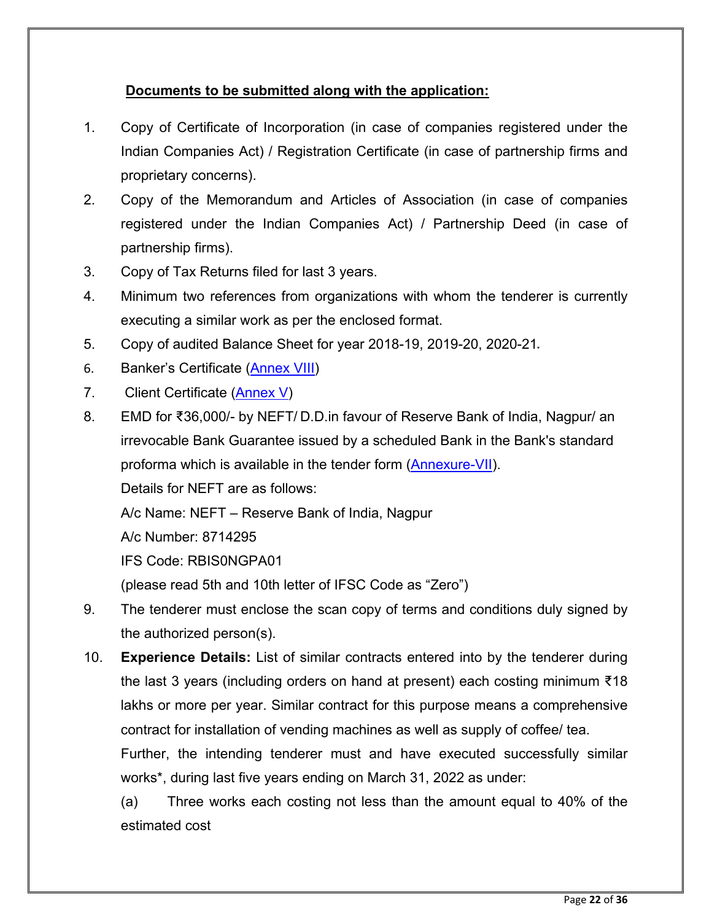**Documents to be submitted along with the application:**

1. Copy of Certificate of Incorporation (in case of companies registered under the Indian Companies Act) / Registration Certificate (in case of partnership firms and proprietary concerns).
2. Copy of the Memorandum and Articles of Association (in case of companies registered under the Indian Companies Act) / Partnership Deed (in case of partnership firms).
3. Copy of Tax Returns filed for last 3 years.
4. Minimum two references from organizations with whom the tenderer is currently executing a similar work as per the enclosed format.
5. Copy of audited Balance Sheet for year 2018-19, 2019-20, 2020-21.
6. Banker's Certificate (Annex VIII)
7. Client Certificate (Annex V)
8. EMD for ₹36,000/- by NEFT/ D.D.in favour of Reserve Bank of India, Nagpur/ an irrevocable Bank Guarantee issued by a scheduled Bank in the Bank's standard proforma which is available in the tender form (Annexure-VII).

   Details for NEFT are as follows:

   A/c Name: NEFT – Reserve Bank of India, Nagpur

   A/c Number: 8714295

   IFS Code: RBIS0NGPA01

   (please read 5th and 10th letter of IFSC Code as "Zero")
9. The tenderer must enclose the scan copy of terms and conditions duly signed by the authorized person(s).
10. **Experience Details:** List of similar contracts entered into by the tenderer during the last 3 years (including orders on hand at present) each costing minimum ₹18 lakhs or more per year. Similar contract for this purpose means a comprehensive contract for installation of vending machines as well as supply of coffee/ tea.

    Further, the intending tenderer must and have executed successfully similar works*, during last five years ending on March 31, 2022 as under:

    (a) Three works each costing not less than the amount equal to 40% of the estimated cost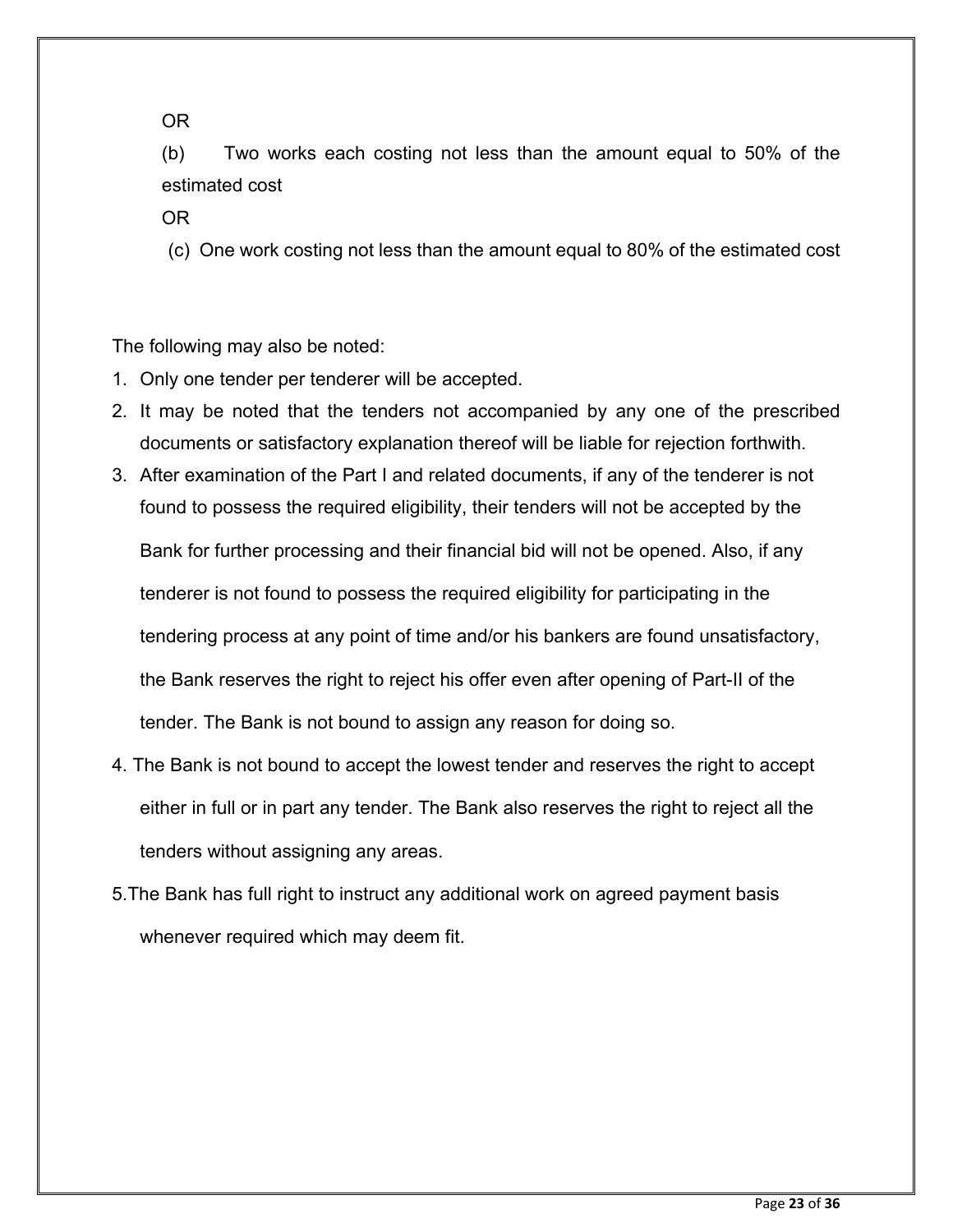OR

(b) Two works each costing not less than the amount equal to 50% of the estimated cost

OR

(c) One work costing not less than the amount equal to 80% of the estimated cost

The following may also be noted:

1. Only one tender per tenderer will be accepted.
2. It may be noted that the tenders not accompanied by any one of the prescribed documents or satisfactory explanation thereof will be liable for rejection forthwith.
3. After examination of the Part I and related documents, if any of the tenderer is not found to possess the required eligibility, their tenders will not be accepted by the Bank for further processing and their financial bid will not be opened. Also, if any tenderer is not found to possess the required eligibility for participating in the tendering process at any point of time and/or his bankers are found unsatisfactory, the Bank reserves the right to reject his offer even after opening of Part-II of the tender. The Bank is not bound to assign any reason for doing so.
4. The Bank is not bound to accept the lowest tender and reserves the right to accept either in full or in part any tender. The Bank also reserves the right to reject all the tenders without assigning any areas.
5. The Bank has full right to instruct any additional work on agreed payment basis whenever required which may deem fit.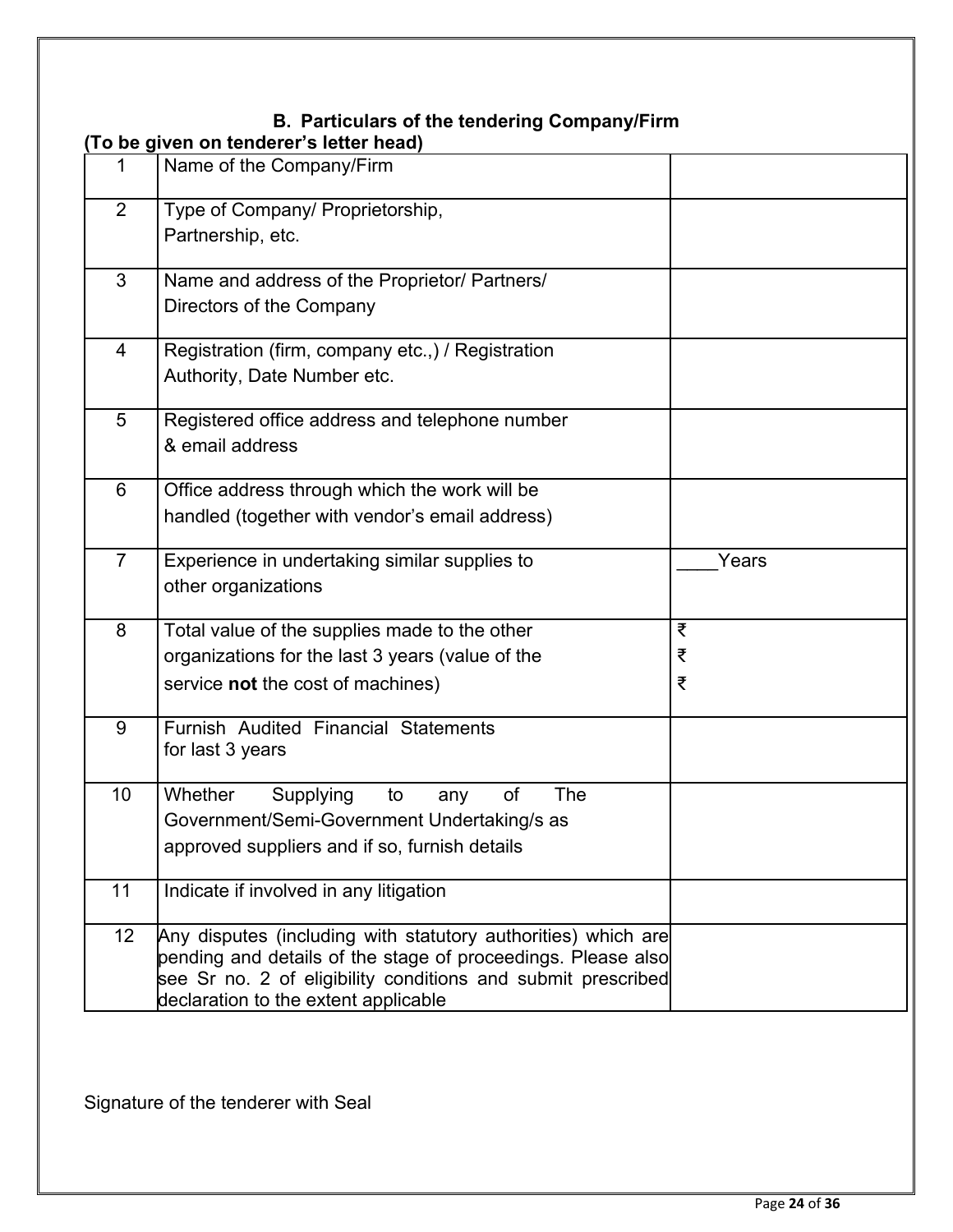## B. Particulars of the tendering Company/Firm

**(To be given on tenderer's letter head)**

| | | |
|---|---|---|
| 1 | Name of the Company/Firm | |
| 2 | Type of Company/ Proprietorship, Partnership, etc. | |
| 3 | Name and address of the Proprietor/ Partners/ Directors of the Company | |
| 4 | Registration (firm, company etc.,) / Registration Authority, Date Number etc. | |
| 5 | Registered office address and telephone number & email address | |
| 6 | Office address through which the work will be handled (together with vendor's email address) | |
| 7 | Experience in undertaking similar supplies to other organizations | ____Years |
| 8 | Total value of the supplies made to the other organizations for the last 3 years (value of the service **not** the cost of machines) | ₹<br>₹<br>₹ |
| 9 | Furnish Audited Financial Statements for last 3 years | |
| 10 | Whether Supplying to any of The Government/Semi-Government Undertaking/s as approved suppliers and if so, furnish details | |
| 11 | Indicate if involved in any litigation | |
| 12 | Any disputes (including with statutory authorities) which are pending and details of the stage of proceedings. Please also see Sr no. 2 of eligibility conditions and submit prescribed declaration to the extent applicable | |

Signature of the tenderer with Seal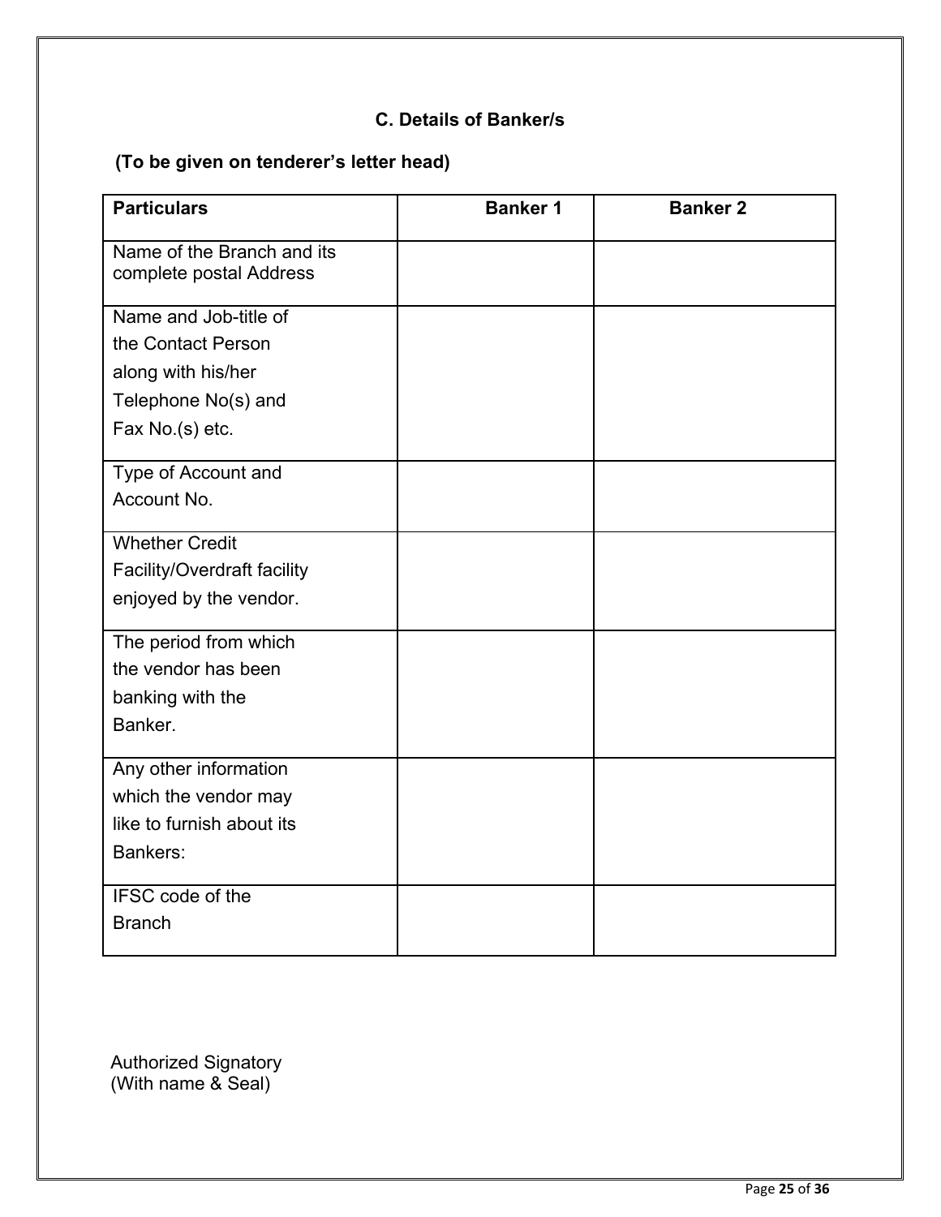## C. Details of Banker/s

**(To be given on tenderer's letter head)**

| **Particulars** | **Banker 1** | **Banker 2** |
|---|---|---|
| Name of the Branch and its complete postal Address | | |
| Name and Job-title of the Contact Person along with his/her Telephone No(s) and Fax No.(s) etc. | | |
| Type of Account and Account No. | | |
| Whether Credit Facility/Overdraft facility enjoyed by the vendor. | | |
| The period from which the vendor has been banking with the Banker. | | |
| Any other information which the vendor may like to furnish about its Bankers: | | |
| IFSC code of the Branch | | |

Authorized Signatory
(With name & Seal)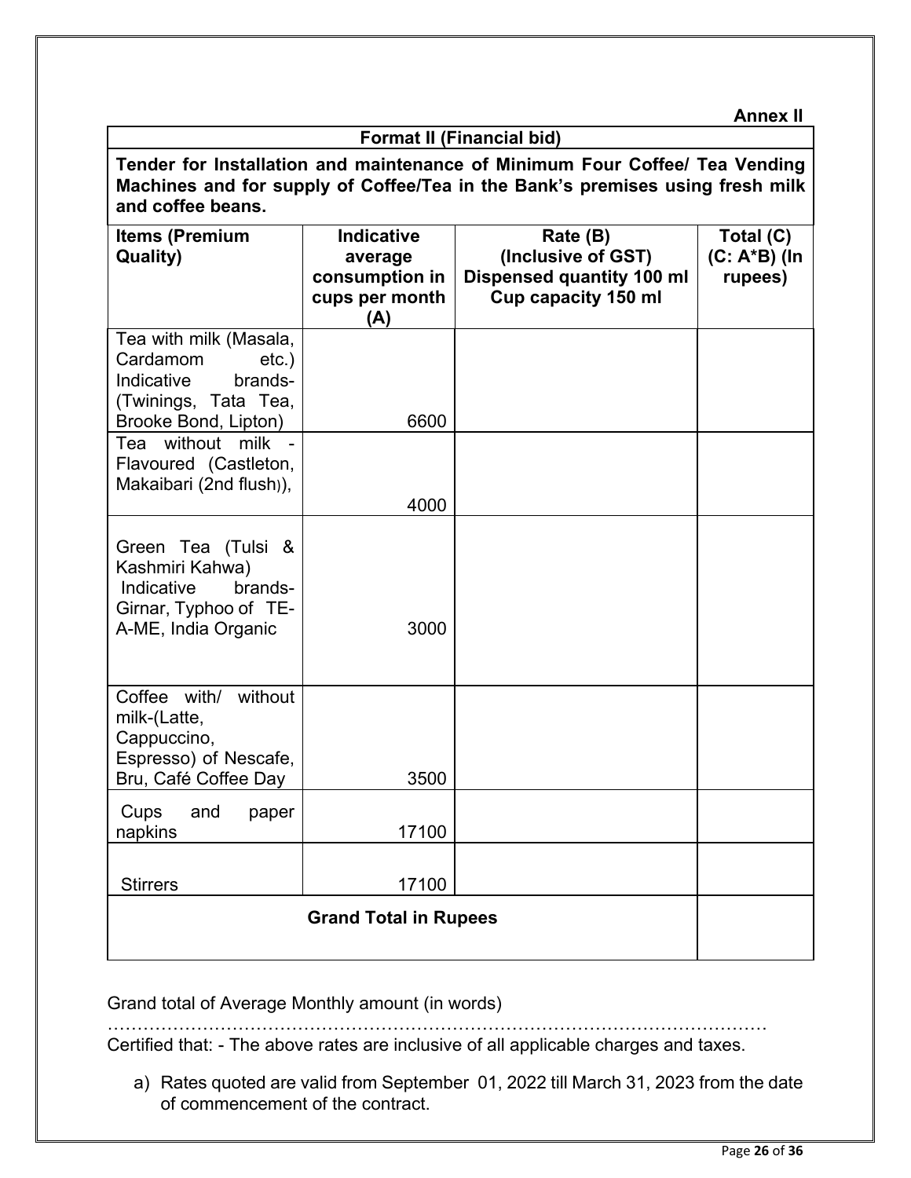**Annex II**

**Format II (Financial bid)**

**Tender for Installation and maintenance of Minimum Four Coffee/ Tea Vending Machines and for supply of Coffee/Tea in the Bank's premises using fresh milk and coffee beans.**

| Items (Premium Quality) | Indicative average consumption in cups per month (A) | Rate (B) (Inclusive of GST) Dispensed quantity 100 ml Cup capacity 150 ml | Total (C) (C: A*B) (In rupees) |
|---|---|---|---|
| Tea with milk (Masala, Cardamom etc.) Indicative brands- (Twinings, Tata Tea, Brooke Bond, Lipton) | 6600 | | |
| Tea without milk - Flavoured (Castleton, Makaibari (2nd flush)), | 4000 | | |
| Green Tea (Tulsi & Kashmiri Kahwa) Indicative brands- Girnar, Typhoo of TE-A-ME, India Organic | 3000 | | |
| Coffee with/ without milk-(Latte, Cappuccino, Espresso) of Nescafe, Bru, Café Coffee Day | 3500 | | |
| Cups and paper napkins | 17100 | | |
| Stirrers | 17100 | | |
| **Grand Total in Rupees** | | | |

Grand total of Average Monthly amount (in words)

……………………………………………………………………………………………

Certified that: - The above rates are inclusive of all applicable charges and taxes.

a) Rates quoted are valid from September 01, 2022 till March 31, 2023 from the date of commencement of the contract.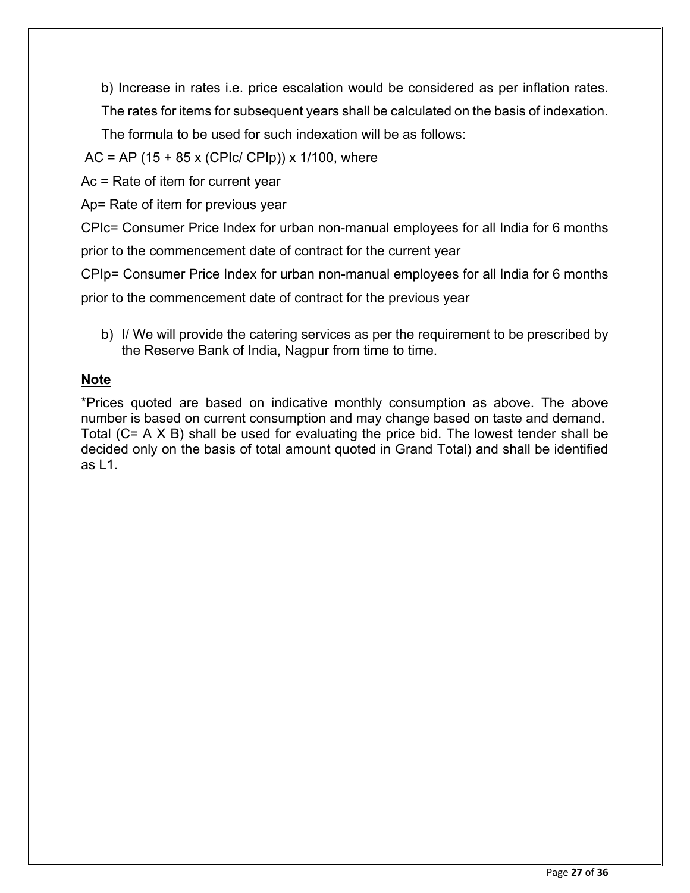b) Increase in rates i.e. price escalation would be considered as per inflation rates. The rates for items for subsequent years shall be calculated on the basis of indexation. The formula to be used for such indexation will be as follows:

$AC = AP (15 + 85 \times (CPIc/ CPIp)) \times 1/100$, where

Ac = Rate of item for current year

Ap= Rate of item for previous year

CPIc= Consumer Price Index for urban non-manual employees for all India for 6 months prior to the commencement date of contract for the current year

CPIp= Consumer Price Index for urban non-manual employees for all India for 6 months prior to the commencement date of contract for the previous year

b) I/ We will provide the catering services as per the requirement to be prescribed by the Reserve Bank of India, Nagpur from time to time.

**Note**

*Prices quoted are based on indicative monthly consumption as above. The above number is based on current consumption and may change based on taste and demand. Total (C= A X B) shall be used for evaluating the price bid. The lowest tender shall be decided only on the basis of total amount quoted in Grand Total) and shall be identified as L1.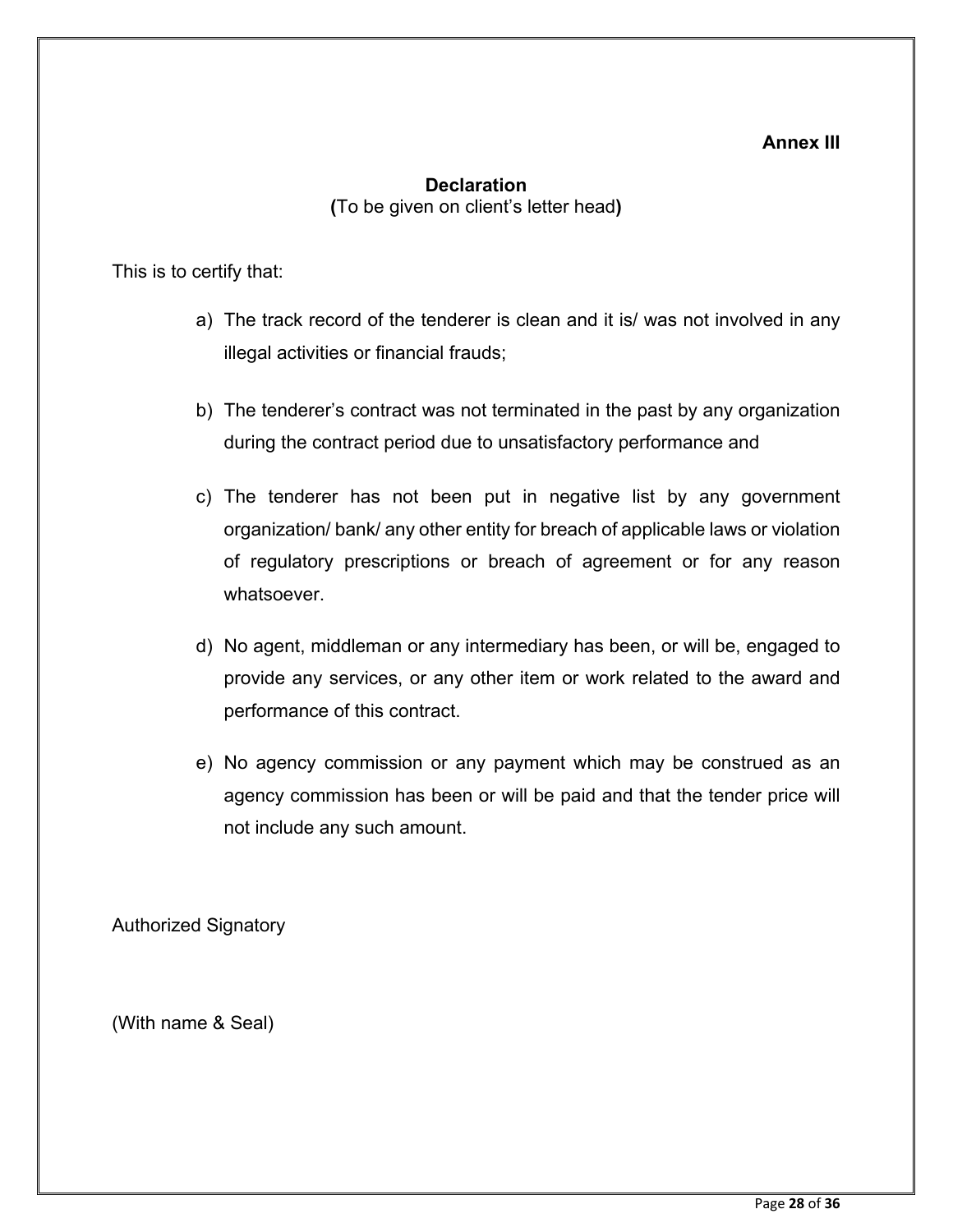**Annex III**

## Declaration

**(**To be given on client's letter head**)**

This is to certify that:

a) The track record of the tenderer is clean and it is/ was not involved in any illegal activities or financial frauds;

b) The tenderer's contract was not terminated in the past by any organization during the contract period due to unsatisfactory performance and

c) The tenderer has not been put in negative list by any government organization/ bank/ any other entity for breach of applicable laws or violation of regulatory prescriptions or breach of agreement or for any reason whatsoever.

d) No agent, middleman or any intermediary has been, or will be, engaged to provide any services, or any other item or work related to the award and performance of this contract.

e) No agency commission or any payment which may be construed as an agency commission has been or will be paid and that the tender price will not include any such amount.

Authorized Signatory

(With name & Seal)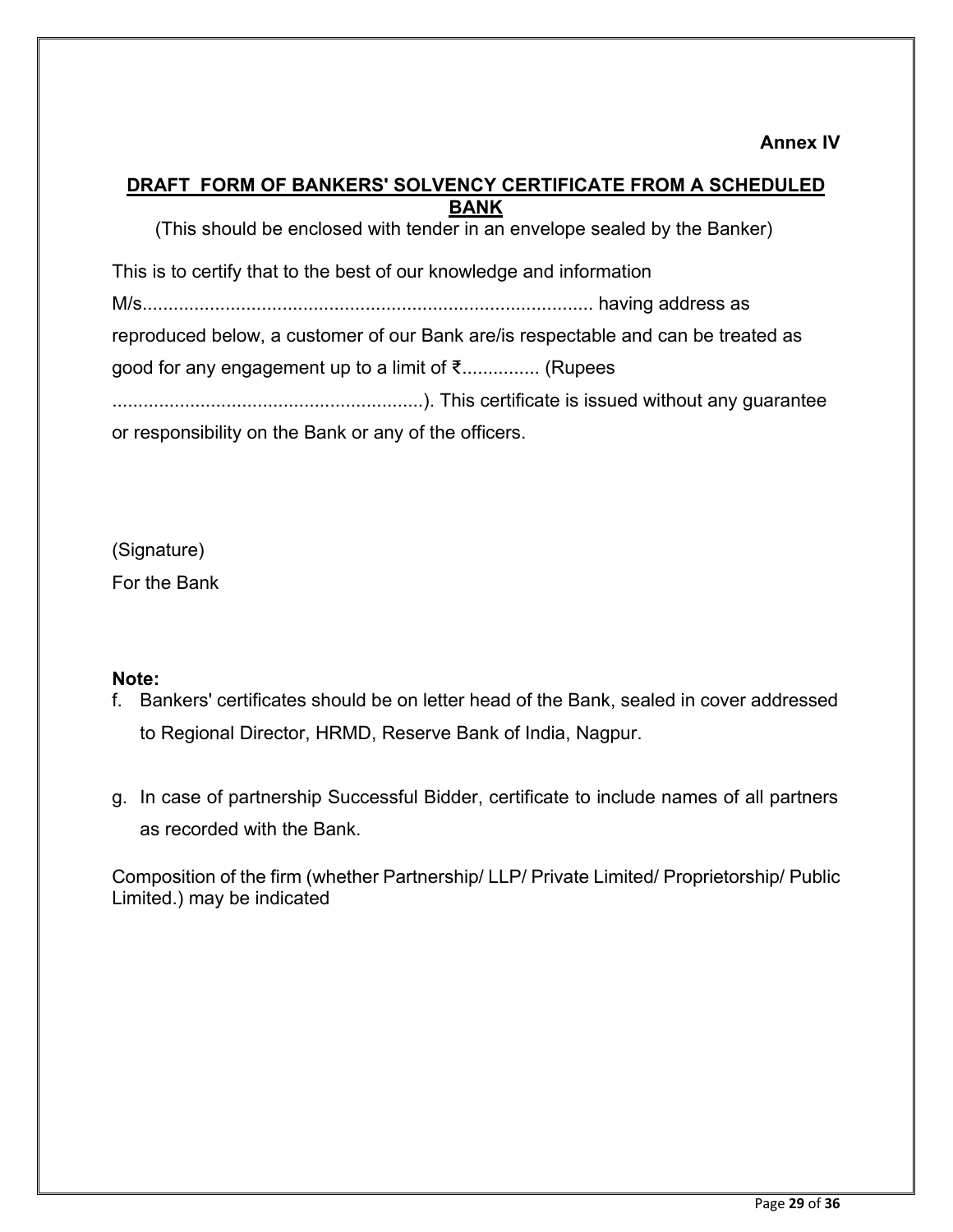**Annex IV**

## DRAFT FORM OF BANKERS' SOLVENCY CERTIFICATE FROM A SCHEDULED BANK

(This should be enclosed with tender in an envelope sealed by the Banker)

This is to certify that to the best of our knowledge and information M/s...................................................................................... having address as reproduced below, a customer of our Bank are/is respectable and can be treated as good for any engagement up to a limit of ₹.............. (Rupees ............................................................). This certificate is issued without any guarantee or responsibility on the Bank or any of the officers.

(Signature)

For the Bank

**Note:**

f. Bankers' certificates should be on letter head of the Bank, sealed in cover addressed to Regional Director, HRMD, Reserve Bank of India, Nagpur.

g. In case of partnership Successful Bidder, certificate to include names of all partners as recorded with the Bank.

Composition of the firm (whether Partnership/ LLP/ Private Limited/ Proprietorship/ Public Limited.) may be indicated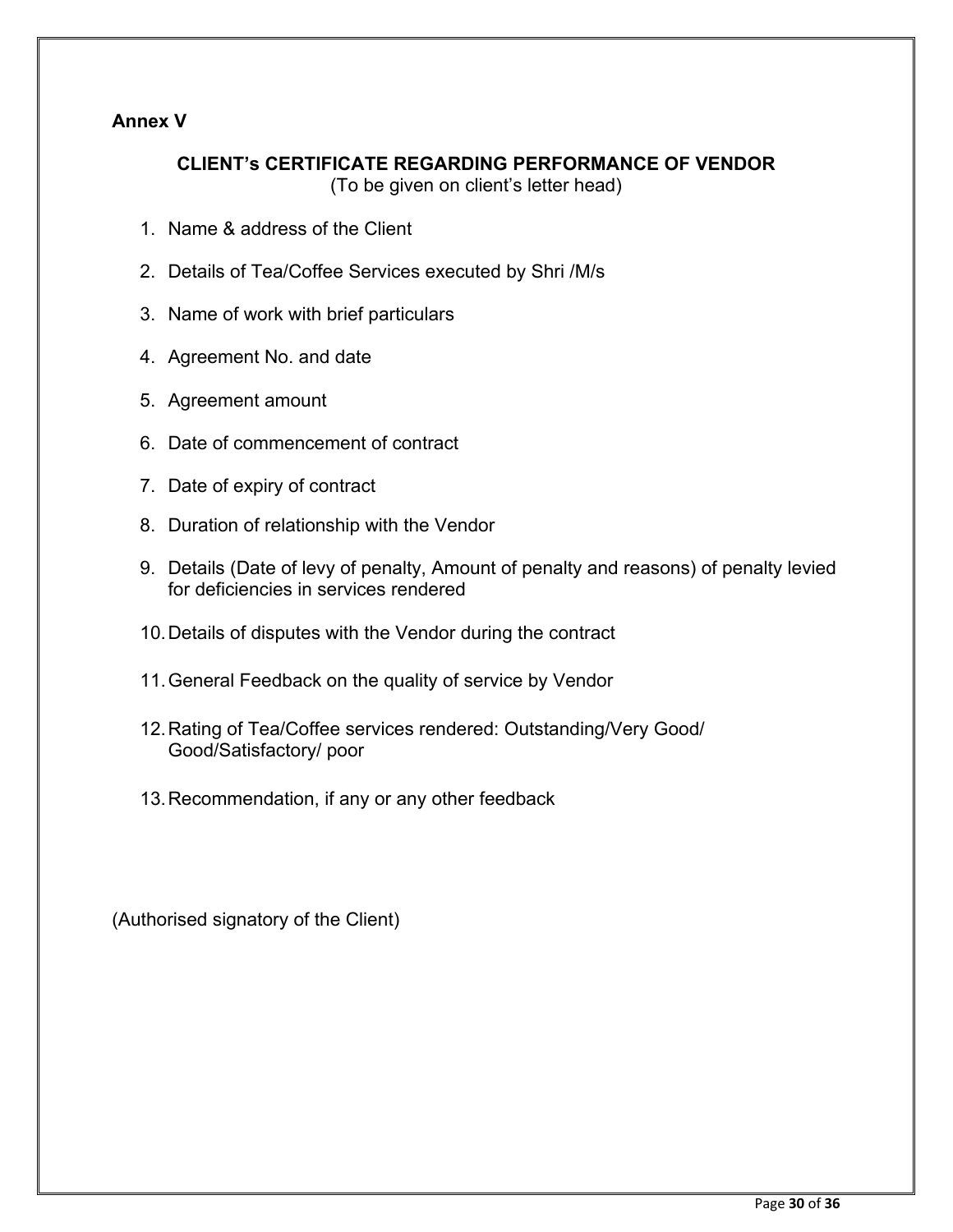**Annex V**

## CLIENT's CERTIFICATE REGARDING PERFORMANCE OF VENDOR

(To be given on client's letter head)

1. Name & address of the Client
2. Details of Tea/Coffee Services executed by Shri /M/s
3. Name of work with brief particulars
4. Agreement No. and date
5. Agreement amount
6. Date of commencement of contract
7. Date of expiry of contract
8. Duration of relationship with the Vendor
9. Details (Date of levy of penalty, Amount of penalty and reasons) of penalty levied for deficiencies in services rendered
10. Details of disputes with the Vendor during the contract
11. General Feedback on the quality of service by Vendor
12. Rating of Tea/Coffee services rendered: Outstanding/Very Good/ Good/Satisfactory/ poor
13. Recommendation, if any or any other feedback

(Authorised signatory of the Client)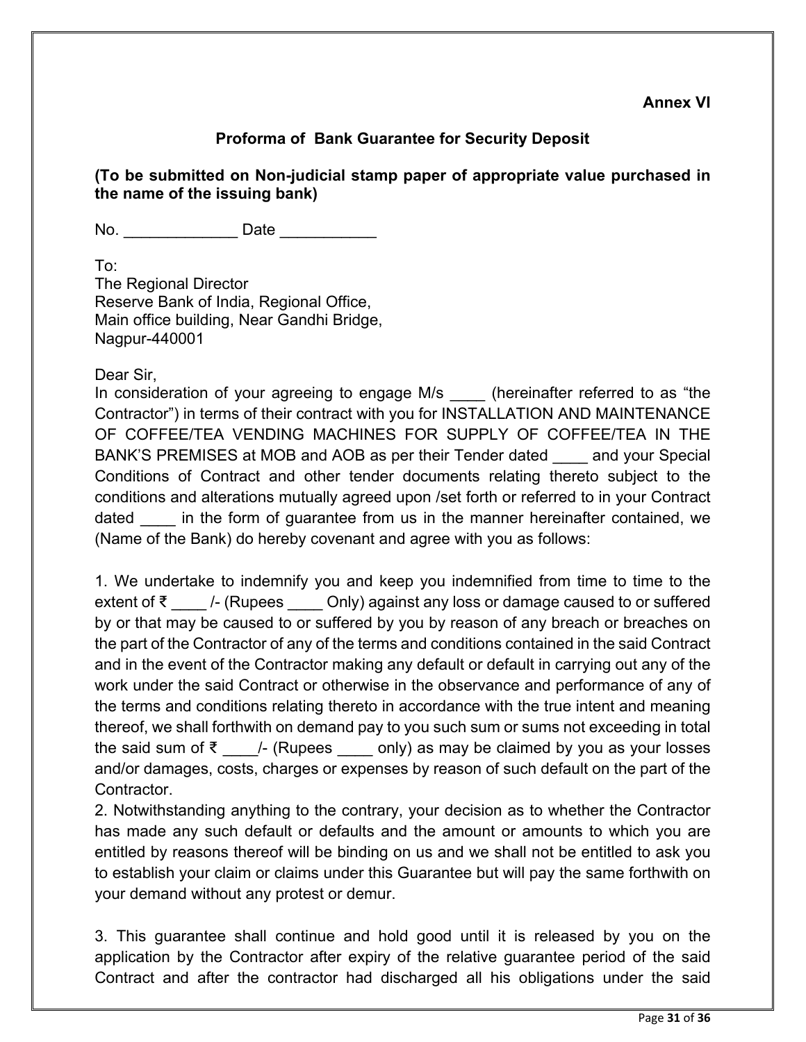**Annex VI**

## Proforma of Bank Guarantee for Security Deposit

**(To be submitted on Non-judicial stamp paper of appropriate value purchased in the name of the issuing bank)**

No. _____________ Date ___________

To:
The Regional Director
Reserve Bank of India, Regional Office,
Main office building, Near Gandhi Bridge,
Nagpur-440001

Dear Sir,
In consideration of your agreeing to engage M/s ____ (hereinafter referred to as "the Contractor") in terms of their contract with you for INSTALLATION AND MAINTENANCE OF COFFEE/TEA VENDING MACHINES FOR SUPPLY OF COFFEE/TEA IN THE BANK'S PREMISES at MOB and AOB as per their Tender dated ____ and your Special Conditions of Contract and other tender documents relating thereto subject to the conditions and alterations mutually agreed upon /set forth or referred to in your Contract dated ____ in the form of guarantee from us in the manner hereinafter contained, we (Name of the Bank) do hereby covenant and agree with you as follows:

1. We undertake to indemnify you and keep you indemnified from time to time to the extent of ₹ ____ /- (Rupees ____ Only) against any loss or damage caused to or suffered by or that may be caused to or suffered by you by reason of any breach or breaches on the part of the Contractor of any of the terms and conditions contained in the said Contract and in the event of the Contractor making any default or default in carrying out any of the work under the said Contract or otherwise in the observance and performance of any of the terms and conditions relating thereto in accordance with the true intent and meaning thereof, we shall forthwith on demand pay to you such sum or sums not exceeding in total the said sum of ₹ ____/- (Rupees ____ only) as may be claimed by you as your losses and/or damages, costs, charges or expenses by reason of such default on the part of the Contractor.
2. Notwithstanding anything to the contrary, your decision as to whether the Contractor has made any such default or defaults and the amount or amounts to which you are entitled by reasons thereof will be binding on us and we shall not be entitled to ask you to establish your claim or claims under this Guarantee but will pay the same forthwith on your demand without any protest or demur.

3. This guarantee shall continue and hold good until it is released by you on the application by the Contractor after expiry of the relative guarantee period of the said Contract and after the contractor had discharged all his obligations under the said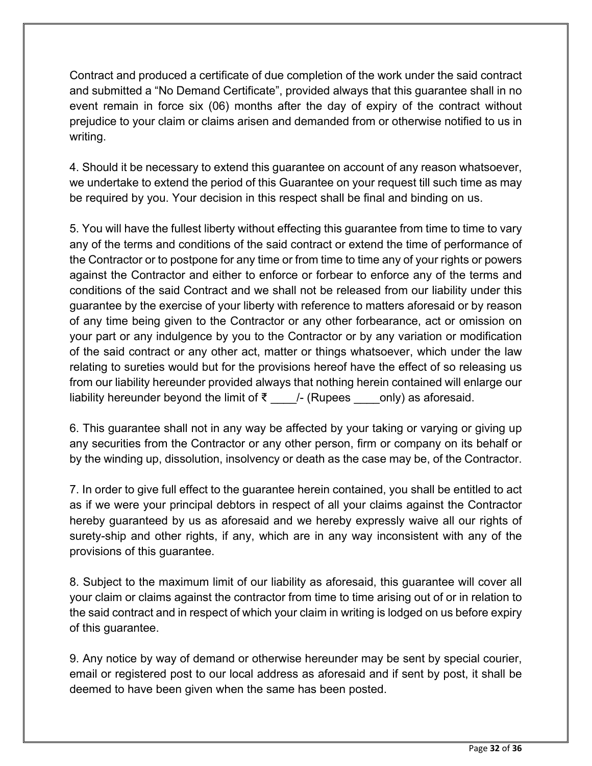Contract and produced a certificate of due completion of the work under the said contract and submitted a "No Demand Certificate", provided always that this guarantee shall in no event remain in force six (06) months after the day of expiry of the contract without prejudice to your claim or claims arisen and demanded from or otherwise notified to us in writing.

4. Should it be necessary to extend this guarantee on account of any reason whatsoever, we undertake to extend the period of this Guarantee on your request till such time as may be required by you. Your decision in this respect shall be final and binding on us.

5. You will have the fullest liberty without effecting this guarantee from time to time to vary any of the terms and conditions of the said contract or extend the time of performance of the Contractor or to postpone for any time or from time to time any of your rights or powers against the Contractor and either to enforce or forbear to enforce any of the terms and conditions of the said Contract and we shall not be released from our liability under this guarantee by the exercise of your liberty with reference to matters aforesaid or by reason of any time being given to the Contractor or any other forbearance, act or omission on your part or any indulgence by you to the Contractor or by any variation or modification of the said contract or any other act, matter or things whatsoever, which under the law relating to sureties would but for the provisions hereof have the effect of so releasing us from our liability hereunder provided always that nothing herein contained will enlarge our liability hereunder beyond the limit of ₹ ____/- (Rupees ____only) as aforesaid.

6. This guarantee shall not in any way be affected by your taking or varying or giving up any securities from the Contractor or any other person, firm or company on its behalf or by the winding up, dissolution, insolvency or death as the case may be, of the Contractor.

7. In order to give full effect to the guarantee herein contained, you shall be entitled to act as if we were your principal debtors in respect of all your claims against the Contractor hereby guaranteed by us as aforesaid and we hereby expressly waive all our rights of surety-ship and other rights, if any, which are in any way inconsistent with any of the provisions of this guarantee.

8. Subject to the maximum limit of our liability as aforesaid, this guarantee will cover all your claim or claims against the contractor from time to time arising out of or in relation to the said contract and in respect of which your claim in writing is lodged on us before expiry of this guarantee.

9. Any notice by way of demand or otherwise hereunder may be sent by special courier, email or registered post to our local address as aforesaid and if sent by post, it shall be deemed to have been given when the same has been posted.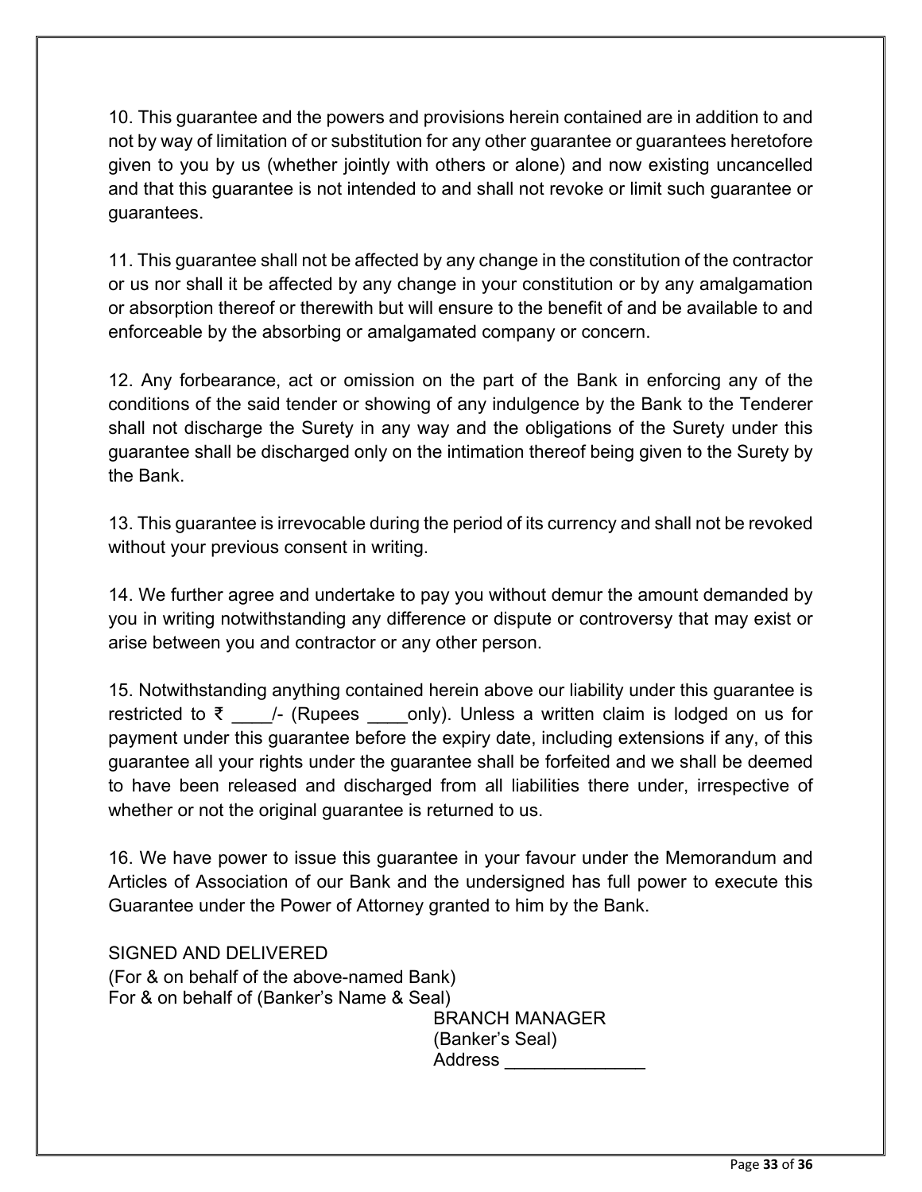10. This guarantee and the powers and provisions herein contained are in addition to and not by way of limitation of or substitution for any other guarantee or guarantees heretofore given to you by us (whether jointly with others or alone) and now existing uncancelled and that this guarantee is not intended to and shall not revoke or limit such guarantee or guarantees.

11. This guarantee shall not be affected by any change in the constitution of the contractor or us nor shall it be affected by any change in your constitution or by any amalgamation or absorption thereof or therewith but will ensure to the benefit of and be available to and enforceable by the absorbing or amalgamated company or concern.

12. Any forbearance, act or omission on the part of the Bank in enforcing any of the conditions of the said tender or showing of any indulgence by the Bank to the Tenderer shall not discharge the Surety in any way and the obligations of the Surety under this guarantee shall be discharged only on the intimation thereof being given to the Surety by the Bank.

13. This guarantee is irrevocable during the period of its currency and shall not be revoked without your previous consent in writing.

14. We further agree and undertake to pay you without demur the amount demanded by you in writing notwithstanding any difference or dispute or controversy that may exist or arise between you and contractor or any other person.

15. Notwithstanding anything contained herein above our liability under this guarantee is restricted to ₹ ____/- (Rupees ____only). Unless a written claim is lodged on us for payment under this guarantee before the expiry date, including extensions if any, of this guarantee all your rights under the guarantee shall be forfeited and we shall be deemed to have been released and discharged from all liabilities there under, irrespective of whether or not the original guarantee is returned to us.

16. We have power to issue this guarantee in your favour under the Memorandum and Articles of Association of our Bank and the undersigned has full power to execute this Guarantee under the Power of Attorney granted to him by the Bank.

SIGNED AND DELIVERED
(For & on behalf of the above-named Bank)
For & on behalf of (Banker's Name & Seal)

BRANCH MANAGER
(Banker's Seal)
Address ______________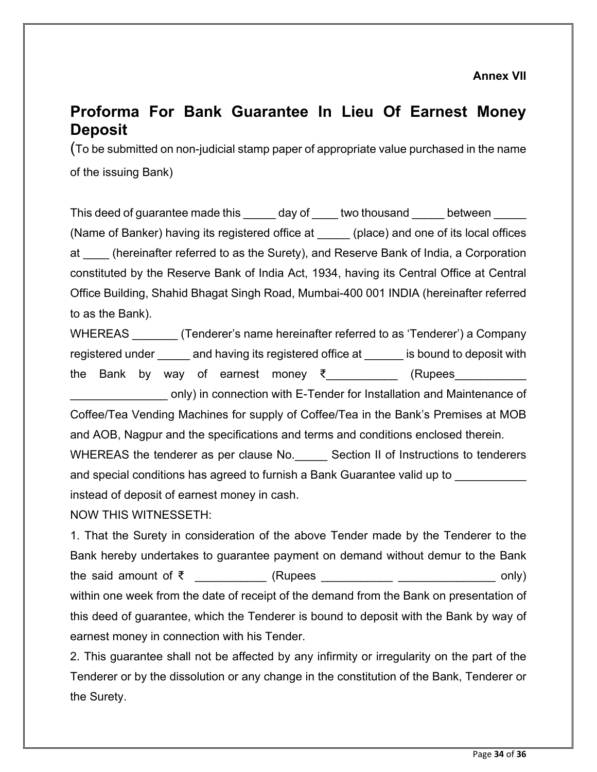**Annex VII**

# Proforma For Bank Guarantee In Lieu Of Earnest Money Deposit

(To be submitted on non-judicial stamp paper of appropriate value purchased in the name of the issuing Bank)

This deed of guarantee made this _____ day of ____ two thousand _____ between _____ (Name of Banker) having its registered office at _____ (place) and one of its local offices at ____ (hereinafter referred to as the Surety), and Reserve Bank of India, a Corporation constituted by the Reserve Bank of India Act, 1934, having its Central Office at Central Office Building, Shahid Bhagat Singh Road, Mumbai-400 001 INDIA (hereinafter referred to as the Bank).

WHEREAS _______ (Tenderer's name hereinafter referred to as 'Tenderer') a Company registered under _____ and having its registered office at ______ is bound to deposit with the Bank by way of earnest money ₹___________ (Rupees___________ _______________ only) in connection with E-Tender for Installation and Maintenance of Coffee/Tea Vending Machines for supply of Coffee/Tea in the Bank's Premises at MOB and AOB, Nagpur and the specifications and terms and conditions enclosed therein.

WHEREAS the tenderer as per clause No._____ Section II of Instructions to tenderers and special conditions has agreed to furnish a Bank Guarantee valid up to ___________ instead of deposit of earnest money in cash.

NOW THIS WITNESSETH:

1. That the Surety in consideration of the above Tender made by the Tenderer to the Bank hereby undertakes to guarantee payment on demand without demur to the Bank the said amount of ₹ ___________ (Rupees ___________ _______________ only) within one week from the date of receipt of the demand from the Bank on presentation of this deed of guarantee, which the Tenderer is bound to deposit with the Bank by way of earnest money in connection with his Tender.

2. This guarantee shall not be affected by any infirmity or irregularity on the part of the Tenderer or by the dissolution or any change in the constitution of the Bank, Tenderer or the Surety.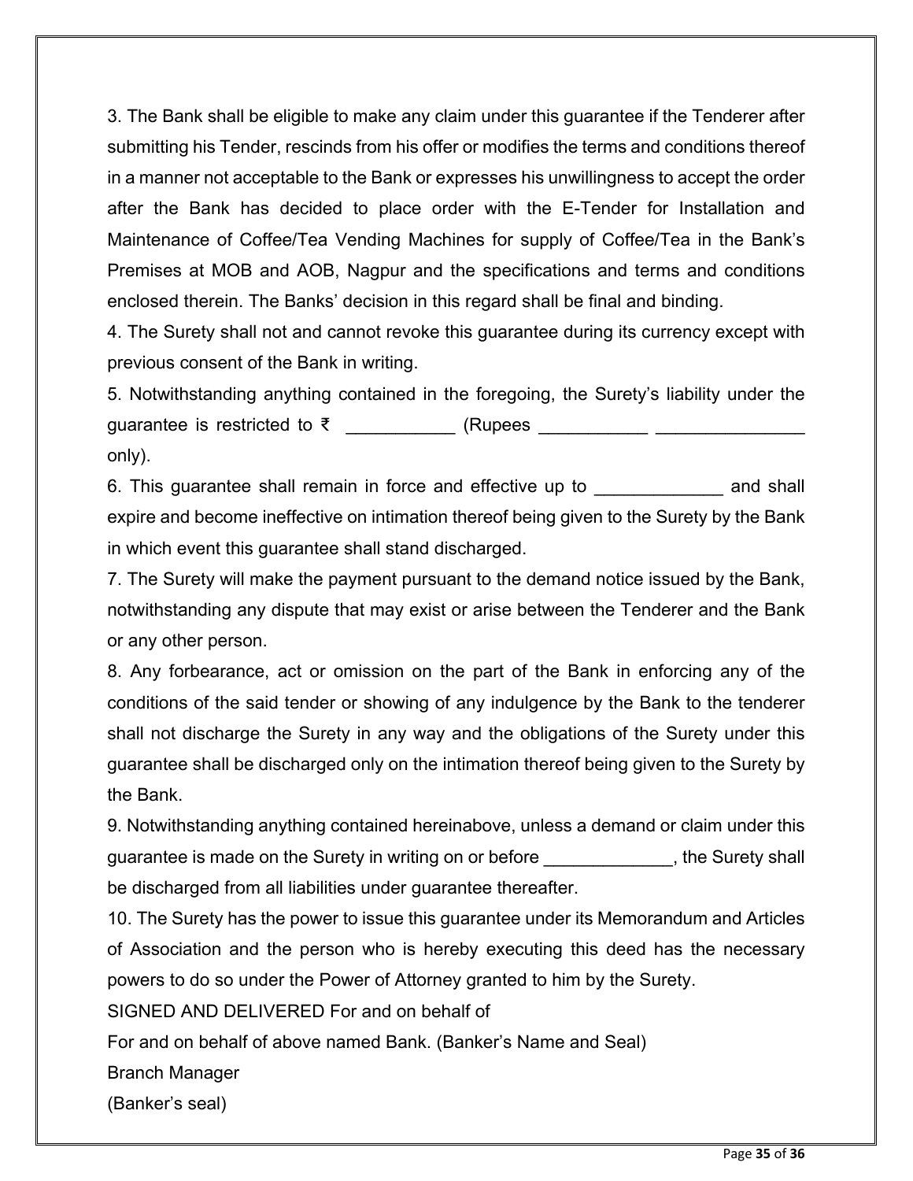3. The Bank shall be eligible to make any claim under this guarantee if the Tenderer after submitting his Tender, rescinds from his offer or modifies the terms and conditions thereof in a manner not acceptable to the Bank or expresses his unwillingness to accept the order after the Bank has decided to place order with the E-Tender for Installation and Maintenance of Coffee/Tea Vending Machines for supply of Coffee/Tea in the Bank's Premises at MOB and AOB, Nagpur and the specifications and terms and conditions enclosed therein. The Banks' decision in this regard shall be final and binding.

4. The Surety shall not and cannot revoke this guarantee during its currency except with previous consent of the Bank in writing.

5. Notwithstanding anything contained in the foregoing, the Surety's liability under the guarantee is restricted to ₹ ___________ (Rupees ___________ _______________ only).

6. This guarantee shall remain in force and effective up to _____________ and shall expire and become ineffective on intimation thereof being given to the Surety by the Bank in which event this guarantee shall stand discharged.

7. The Surety will make the payment pursuant to the demand notice issued by the Bank, notwithstanding any dispute that may exist or arise between the Tenderer and the Bank or any other person.

8. Any forbearance, act or omission on the part of the Bank in enforcing any of the conditions of the said tender or showing of any indulgence by the Bank to the tenderer shall not discharge the Surety in any way and the obligations of the Surety under this guarantee shall be discharged only on the intimation thereof being given to the Surety by the Bank.

9. Notwithstanding anything contained hereinabove, unless a demand or claim under this guarantee is made on the Surety in writing on or before _____________, the Surety shall be discharged from all liabilities under guarantee thereafter.

10. The Surety has the power to issue this guarantee under its Memorandum and Articles of Association and the person who is hereby executing this deed has the necessary powers to do so under the Power of Attorney granted to him by the Surety.

SIGNED AND DELIVERED For and on behalf of

For and on behalf of above named Bank. (Banker's Name and Seal)

Branch Manager

(Banker's seal)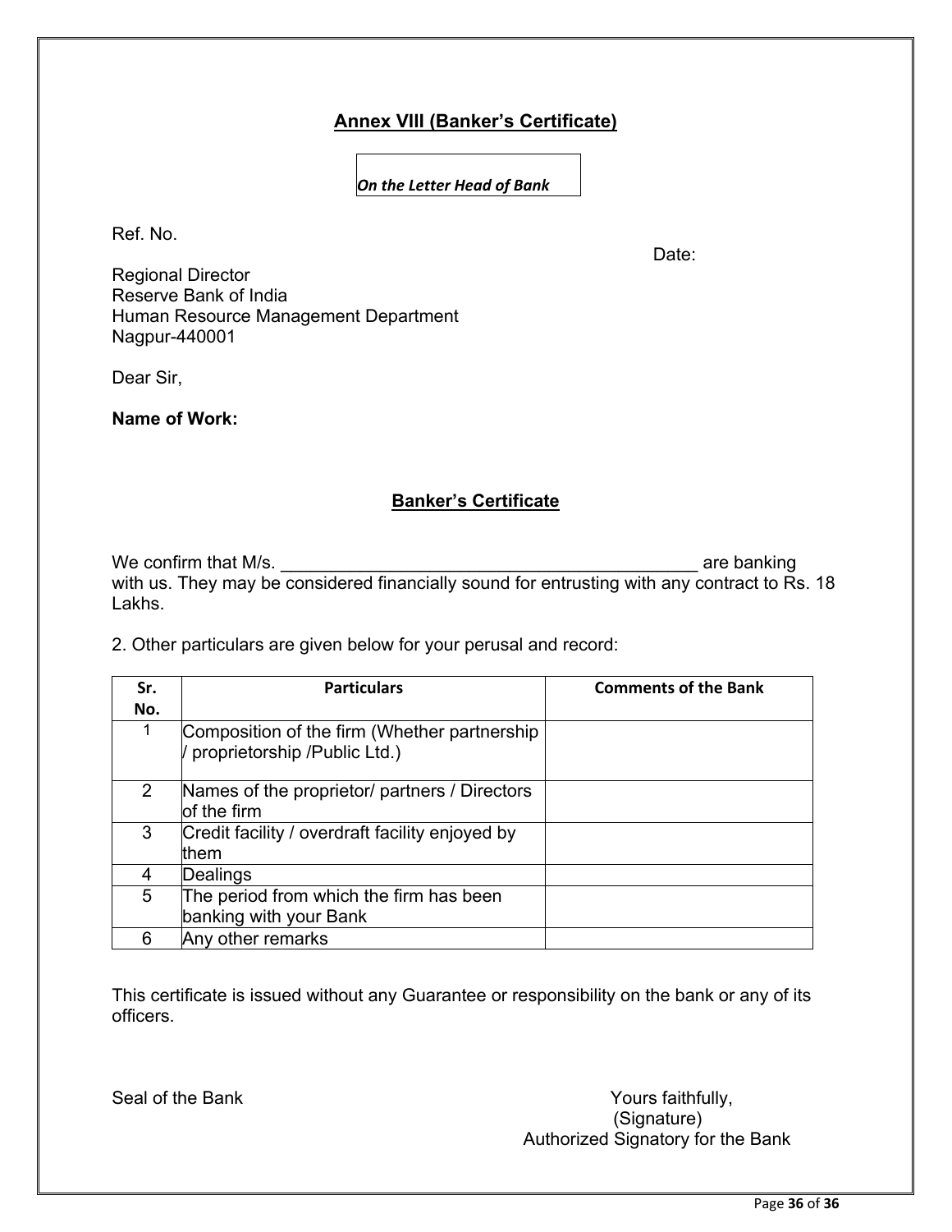## Annex VIII (Banker's Certificate)

*On the Letter Head of Bank*

Ref. No.

Date:

Regional Director
Reserve Bank of India
Human Resource Management Department
Nagpur-440001

Dear Sir,

**Name of Work:**

### Banker's Certificate

We confirm that M/s. ___________________________________________ are banking with us. They may be considered financially sound for entrusting with any contract to Rs. 18 Lakhs.

2. Other particulars are given below for your perusal and record:

| Sr. No. | Particulars | Comments of the Bank |
|---|---|---|
| 1 | Composition of the firm (Whether partnership / proprietorship /Public Ltd.) | |
| 2 | Names of the proprietor/ partners / Directors of the firm | |
| 3 | Credit facility / overdraft facility enjoyed by them | |
| 4 | Dealings | |
| 5 | The period from which the firm has been banking with your Bank | |
| 6 | Any other remarks | |

This certificate is issued without any Guarantee or responsibility on the bank or any of its officers.

Seal of the Bank

Yours faithfully,
(Signature)
Authorized Signatory for the Bank